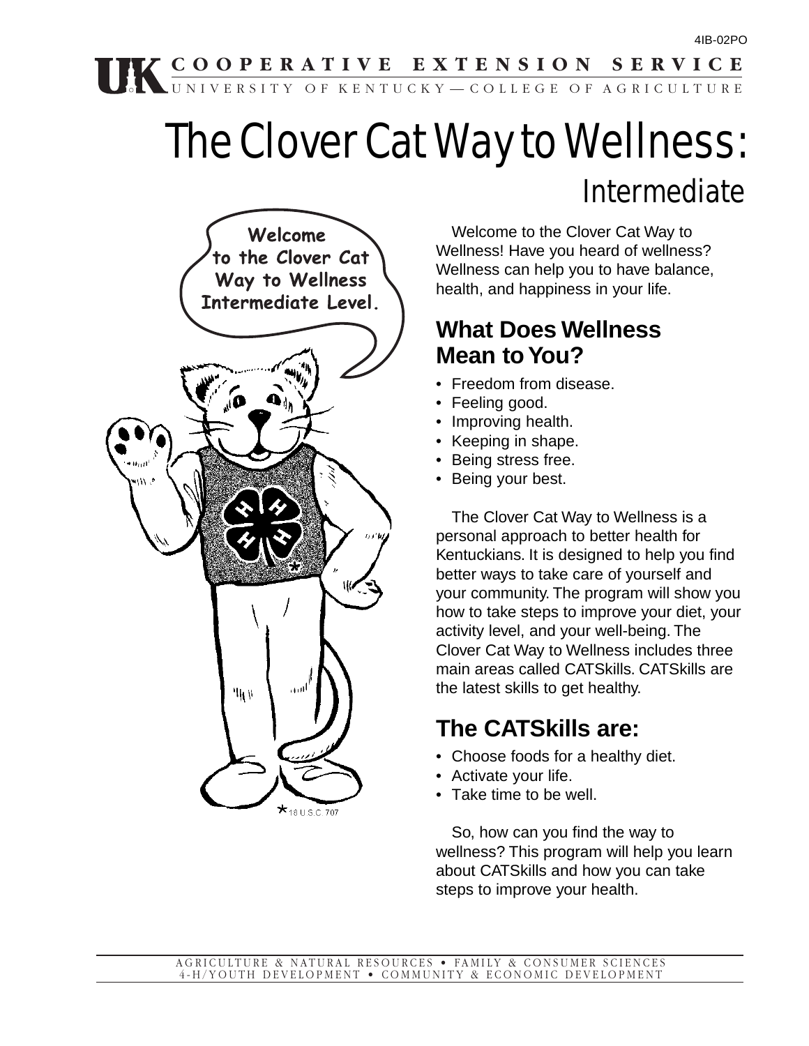4IB-02PO

**COOPERATIVE EXTENSION SERVICE**
UNIVERSITY OF KENTUCKY — COLLEGE OF AGRICULTURE

# The Clover Cat Way to Wellness: Intermediate

Welcome to the Clover Cat Way to Wellness Intermediate Level.

Welcome to the Clover Cat Way to Wellness! Have you heard of wellness? Wellness can help you to have balance, health, and happiness in your life.

## What Does Wellness Mean to You?

- Freedom from disease.
- Feeling good.
- Improving health.
- Keeping in shape.
- Being stress free.
- Being your best.

The Clover Cat Way to Wellness is a personal approach to better health for Kentuckians. It is designed to help you find better ways to take care of yourself and your community. The program will show you how to take steps to improve your diet, your activity level, and your well-being. The Clover Cat Way to Wellness includes three main areas called CATSkills. CATSkills are the latest skills to get healthy.

## The CATSkills are:

- Choose foods for a healthy diet.
- Activate your life.
- Take time to be well.

So, how can you find the way to wellness? This program will help you learn about CATSkills and how you can take steps to improve your health.

*18 U.S.C. 707

AGRICULTURE & NATURAL RESOURCES • FAMILY & CONSUMER SCIENCES
4-H/YOUTH DEVELOPMENT • COMMUNITY & ECONOMIC DEVELOPMENT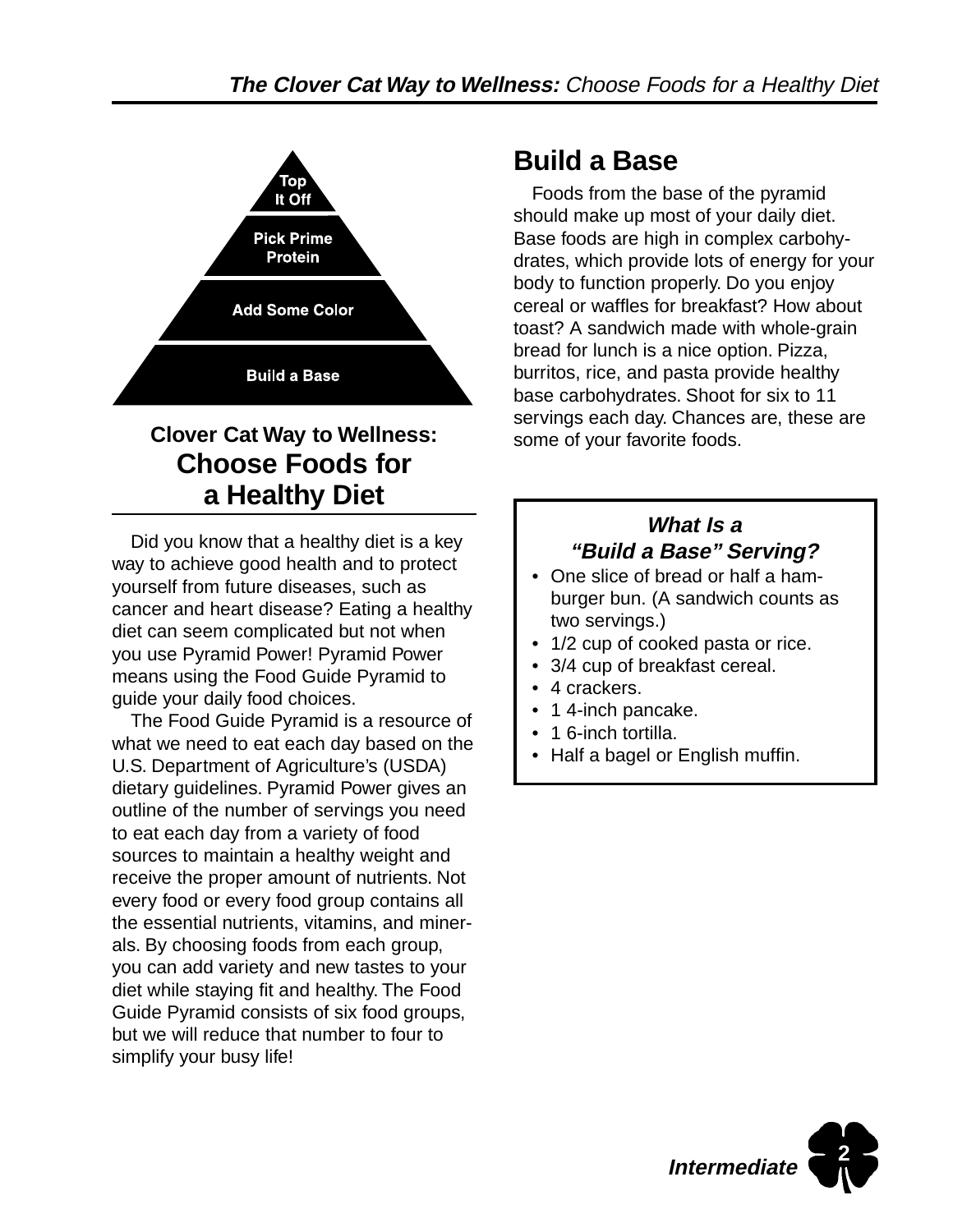Top It Off

Pick Prime Protein

Add Some Color

Build a Base

## Clover Cat Way to Wellness: Choose Foods for a Healthy Diet

Did you know that a healthy diet is a key way to achieve good health and to protect yourself from future diseases, such as cancer and heart disease? Eating a healthy diet can seem complicated but not when you use Pyramid Power! Pyramid Power means using the Food Guide Pyramid to guide your daily food choices.

The Food Guide Pyramid is a resource of what we need to eat each day based on the U.S. Department of Agriculture's (USDA) dietary guidelines. Pyramid Power gives an outline of the number of servings you need to eat each day from a variety of food sources to maintain a healthy weight and receive the proper amount of nutrients. Not every food or every food group contains all the essential nutrients, vitamins, and minerals. By choosing foods from each group, you can add variety and new tastes to your diet while staying fit and healthy. The Food Guide Pyramid consists of six food groups, but we will reduce that number to four to simplify your busy life!

## Build a Base

Foods from the base of the pyramid should make up most of your daily diet. Base foods are high in complex carbohydrates, which provide lots of energy for your body to function properly. Do you enjoy cereal or waffles for breakfast? How about toast? A sandwich made with whole-grain bread for lunch is a nice option. Pizza, burritos, rice, and pasta provide healthy base carbohydrates. Shoot for six to 11 servings each day. Chances are, these are some of your favorite foods.

### *What Is a "Build a Base" Serving?*

- One slice of bread or half a hamburger bun. (A sandwich counts as two servings.)
- 1/2 cup of cooked pasta or rice.
- 3/4 cup of breakfast cereal.
- 4 crackers.
- 1 4-inch pancake.
- 1 6-inch tortilla.
- Half a bagel or English muffin.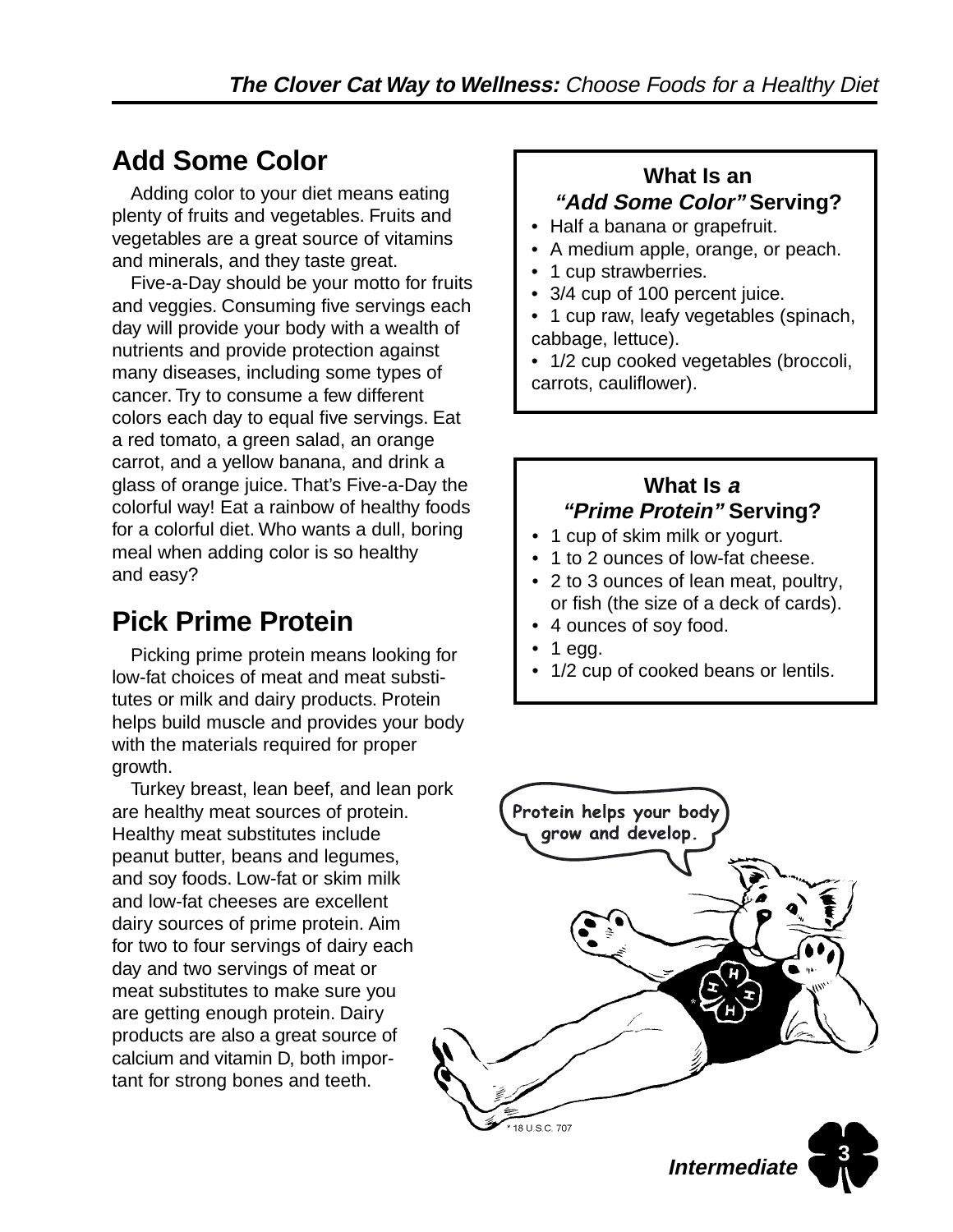## Add Some Color

Adding color to your diet means eating plenty of fruits and vegetables. Fruits and vegetables are a great source of vitamins and minerals, and they taste great.

Five-a-Day should be your motto for fruits and veggies. Consuming five servings each day will provide your body with a wealth of nutrients and provide protection against many diseases, including some types of cancer. Try to consume a few different colors each day to equal five servings. Eat a red tomato, a green salad, an orange carrot, and a yellow banana, and drink a glass of orange juice. That's Five-a-Day the colorful way! Eat a rainbow of healthy foods for a colorful diet. Who wants a dull, boring meal when adding color is so healthy and easy?

## Pick Prime Protein

Picking prime protein means looking for low-fat choices of meat and meat substitutes or milk and dairy products. Protein helps build muscle and provides your body with the materials required for proper growth.

Turkey breast, lean beef, and lean pork are healthy meat sources of protein. Healthy meat substitutes include peanut butter, beans and legumes, and soy foods. Low-fat or skim milk and low-fat cheeses are excellent dairy sources of prime protein. Aim for two to four servings of dairy each day and two servings of meat or meat substitutes to make sure you are getting enough protein. Dairy products are also a great source of calcium and vitamin D, both important for strong bones and teeth.

### What Is an *"Add Some Color"* Serving?

- Half a banana or grapefruit.
- A medium apple, orange, or peach.
- 1 cup strawberries.
- 3/4 cup of 100 percent juice.
- 1 cup raw, leafy vegetables (spinach, cabbage, lettuce).
- 1/2 cup cooked vegetables (broccoli, carrots, cauliflower).

### What Is *a "Prime Protein"* Serving?

- 1 cup of skim milk or yogurt.
- 1 to 2 ounces of low-fat cheese.
- 2 to 3 ounces of lean meat, poultry, or fish (the size of a deck of cards).
- 4 ounces of soy food.
- 1 egg.
- 1/2 cup of cooked beans or lentils.

Protein helps your body grow and develop.

* 18 U.S.C. 707

*Intermediate*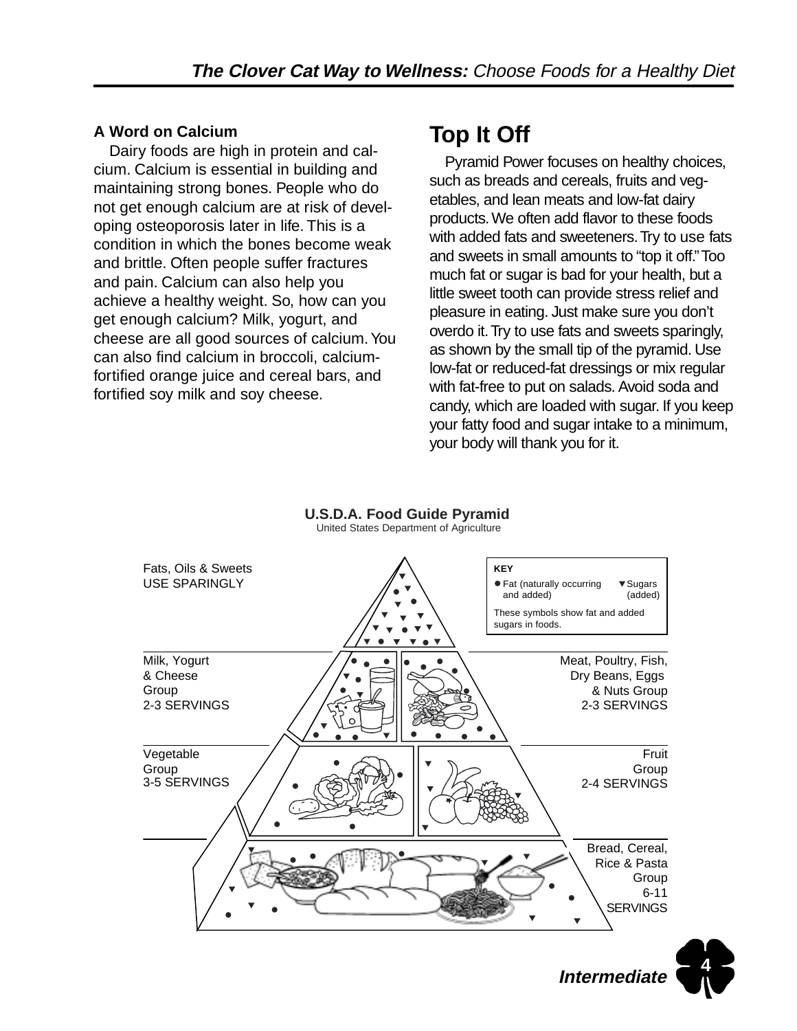### A Word on Calcium

Dairy foods are high in protein and calcium. Calcium is essential in building and maintaining strong bones. People who do not get enough calcium are at risk of developing osteoporosis later in life. This is a condition in which the bones become weak and brittle. Often people suffer fractures and pain. Calcium can also help you achieve a healthy weight. So, how can you get enough calcium? Milk, yogurt, and cheese are all good sources of calcium. You can also find calcium in broccoli, calcium-fortified orange juice and cereal bars, and fortified soy milk and soy cheese.

## Top It Off

Pyramid Power focuses on healthy choices, such as breads and cereals, fruits and vegetables, and lean meats and low-fat dairy products. We often add flavor to these foods with added fats and sweeteners. Try to use fats and sweets in small amounts to "top it off." Too much fat or sugar is bad for your health, but a little sweet tooth can provide stress relief and pleasure in eating. Just make sure you don't overdo it. Try to use fats and sweets sparingly, as shown by the small tip of the pyramid. Use low-fat or reduced-fat dressings or mix regular with fat-free to put on salads. Avoid soda and candy, which are loaded with sugar. If you keep your fatty food and sugar intake to a minimum, your body will thank you for it.

**U.S.D.A. Food Guide Pyramid**
United States Department of Agriculture

Fats, Oils & Sweets
USE SPARINGLY

**KEY**
● Fat (naturally occurring and added)
▼ Sugars (added)
These symbols show fat and added sugars in foods.

Milk, Yogurt & Cheese Group
2-3 SERVINGS

Meat, Poultry, Fish, Dry Beans, Eggs & Nuts Group
2-3 SERVINGS

Vegetable Group
3-5 SERVINGS

Fruit Group
2-4 SERVINGS

Bread, Cereal, Rice & Pasta Group
6-11 SERVINGS

*Intermediate*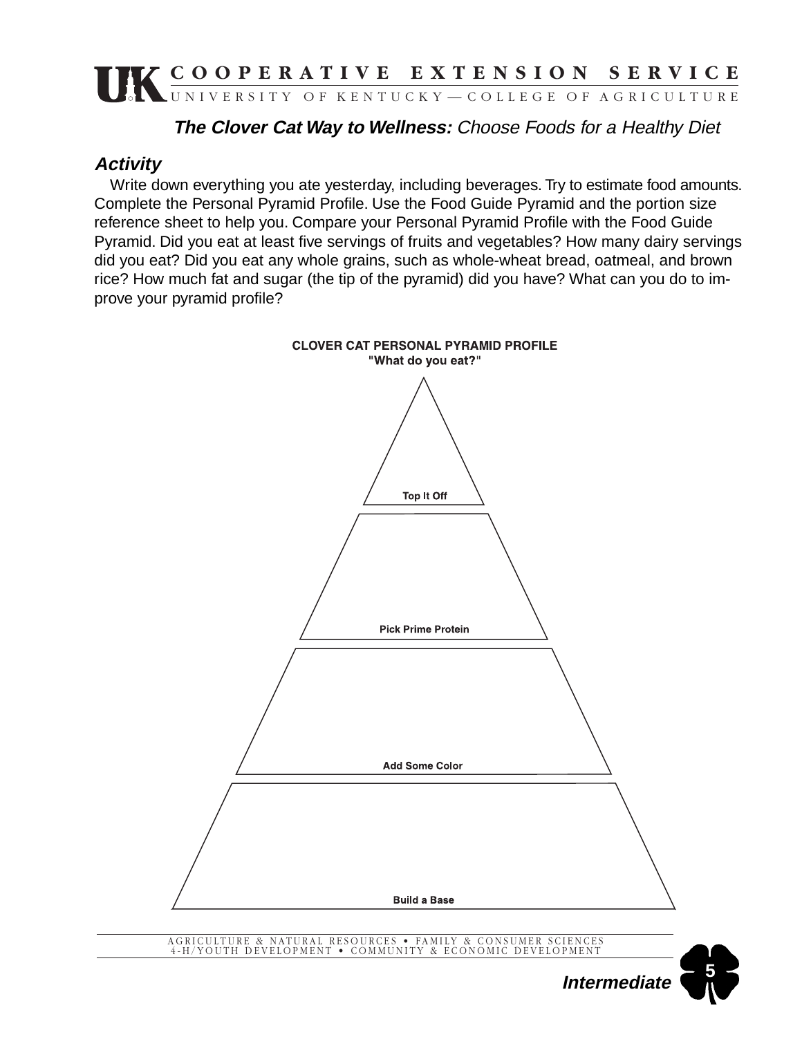**COOPERATIVE EXTENSION SERVICE**
UNIVERSITY OF KENTUCKY—COLLEGE OF AGRICULTURE

***The Clover Cat Way to Wellness:*** *Choose Foods for a Healthy Diet*

### *Activity*

Write down everything you ate yesterday, including beverages. Try to estimate food amounts. Complete the Personal Pyramid Profile. Use the Food Guide Pyramid and the portion size reference sheet to help you. Compare your Personal Pyramid Profile with the Food Guide Pyramid. Did you eat at least five servings of fruits and vegetables? How many dairy servings did you eat? Did you eat any whole grains, such as whole-wheat bread, oatmeal, and brown rice? How much fat and sugar (the tip of the pyramid) did you have? What can you do to improve your pyramid profile?

**CLOVER CAT PERSONAL PYRAMID PROFILE**
**"What do you eat?"**

**Top It Off**

**Pick Prime Protein**

**Add Some Color**

**Build a Base**

AGRICULTURE & NATURAL RESOURCES • FAMILY & CONSUMER SCIENCES
4-H/YOUTH DEVELOPMENT • COMMUNITY & ECONOMIC DEVELOPMENT

***Intermediate***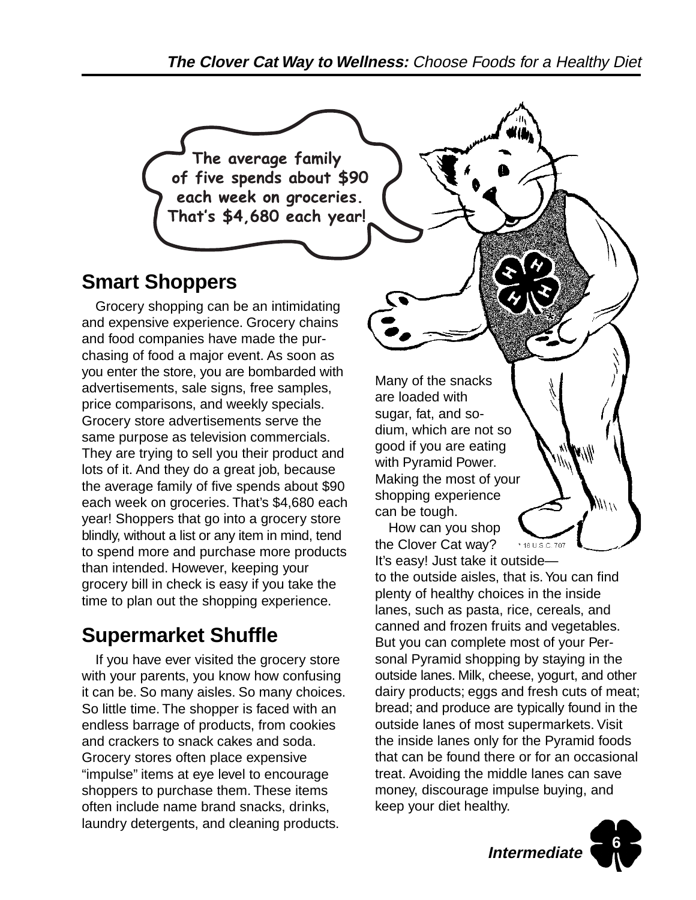The average family of five spends about $90 each week on groceries. That's $4,680 each year!

## Smart Shoppers

Grocery shopping can be an intimidating and expensive experience. Grocery chains and food companies have made the purchasing of food a major event. As soon as you enter the store, you are bombarded with advertisements, sale signs, free samples, price comparisons, and weekly specials. Grocery store advertisements serve the same purpose as television commercials. They are trying to sell you their product and lots of it. And they do a great job, because the average family of five spends about $90 each week on groceries. That's $4,680 each year! Shoppers that go into a grocery store blindly, without a list or any item in mind, tend to spend more and purchase more products than intended. However, keeping your grocery bill in check is easy if you take the time to plan out the shopping experience.

## Supermarket Shuffle

If you have ever visited the grocery store with your parents, you know how confusing it can be. So many aisles. So many choices. So little time. The shopper is faced with an endless barrage of products, from cookies and crackers to snack cakes and soda. Grocery stores often place expensive "impulse" items at eye level to encourage shoppers to purchase them. These items often include name brand snacks, drinks, laundry detergents, and cleaning products. Many of the snacks are loaded with sugar, fat, and sodium, which are not so good if you are eating with Pyramid Power. Making the most of your shopping experience can be tough.

How can you shop the Clover Cat way? It's easy! Just take it outside—to the outside aisles, that is. You can find plenty of healthy choices in the inside lanes, such as pasta, rice, cereals, and canned and frozen fruits and vegetables. But you can complete most of your Personal Pyramid shopping by staying in the outside lanes. Milk, cheese, yogurt, and other dairy products; eggs and fresh cuts of meat; bread; and produce are typically found in the outside lanes of most supermarkets. Visit the inside lanes only for the Pyramid foods that can be found there or for an occasional treat. Avoiding the middle lanes can save money, discourage impulse buying, and keep your diet healthy.

* 18 U.S.C. 707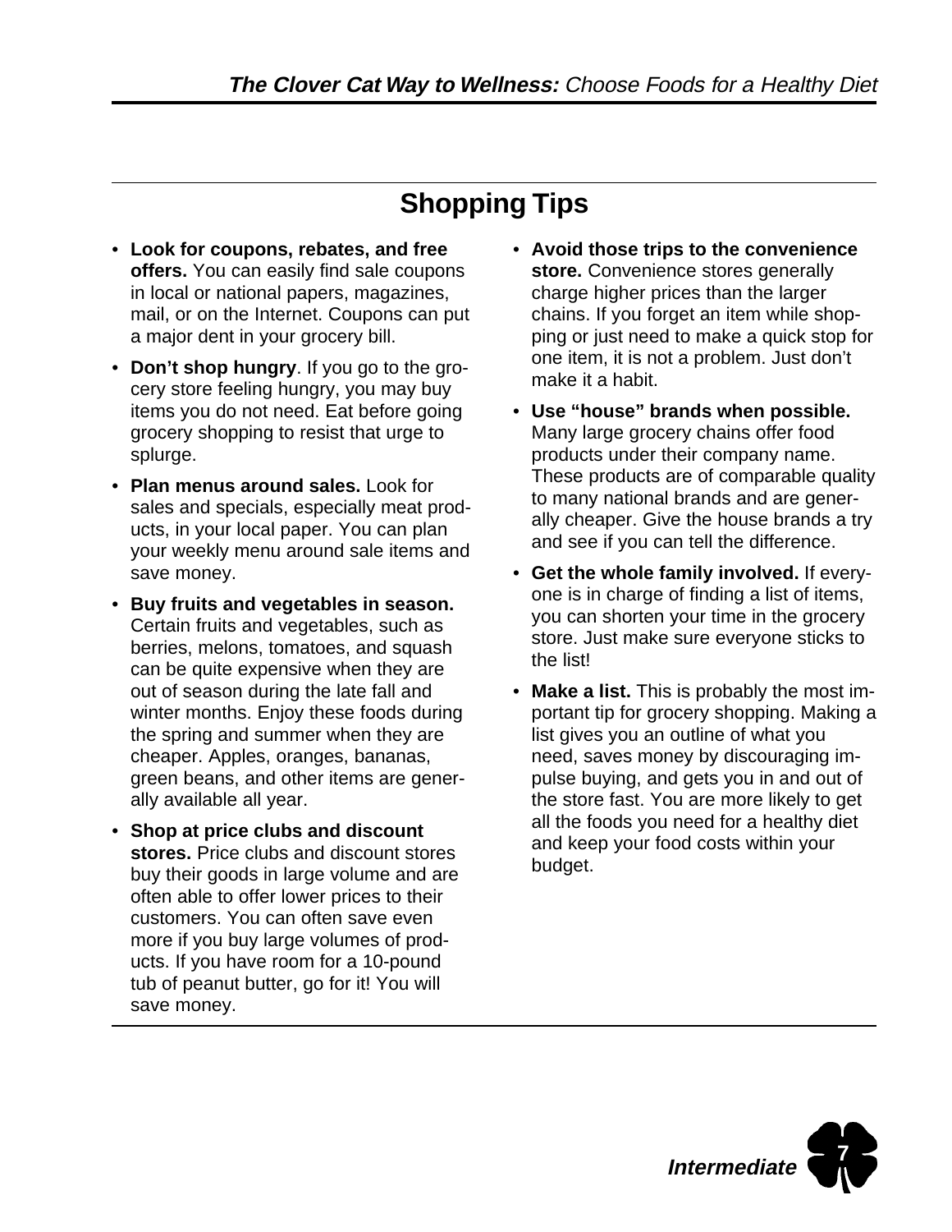## Shopping Tips

- **Look for coupons, rebates, and free offers.** You can easily find sale coupons in local or national papers, magazines, mail, or on the Internet. Coupons can put a major dent in your grocery bill.
- **Don't shop hungry**. If you go to the grocery store feeling hungry, you may buy items you do not need. Eat before going grocery shopping to resist that urge to splurge.
- **Plan menus around sales.** Look for sales and specials, especially meat products, in your local paper. You can plan your weekly menu around sale items and save money.
- **Buy fruits and vegetables in season.** Certain fruits and vegetables, such as berries, melons, tomatoes, and squash can be quite expensive when they are out of season during the late fall and winter months. Enjoy these foods during the spring and summer when they are cheaper. Apples, oranges, bananas, green beans, and other items are generally available all year.
- **Shop at price clubs and discount stores.** Price clubs and discount stores buy their goods in large volume and are often able to offer lower prices to their customers. You can often save even more if you buy large volumes of products. If you have room for a 10-pound tub of peanut butter, go for it! You will save money.
- **Avoid those trips to the convenience store.** Convenience stores generally charge higher prices than the larger chains. If you forget an item while shopping or just need to make a quick stop for one item, it is not a problem. Just don't make it a habit.
- **Use "house" brands when possible.** Many large grocery chains offer food products under their company name. These products are of comparable quality to many national brands and are generally cheaper. Give the house brands a try and see if you can tell the difference.
- **Get the whole family involved.** If everyone is in charge of finding a list of items, you can shorten your time in the grocery store. Just make sure everyone sticks to the list!
- **Make a list.** This is probably the most important tip for grocery shopping. Making a list gives you an outline of what you need, saves money by discouraging impulse buying, and gets you in and out of the store fast. You are more likely to get all the foods you need for a healthy diet and keep your food costs within your budget.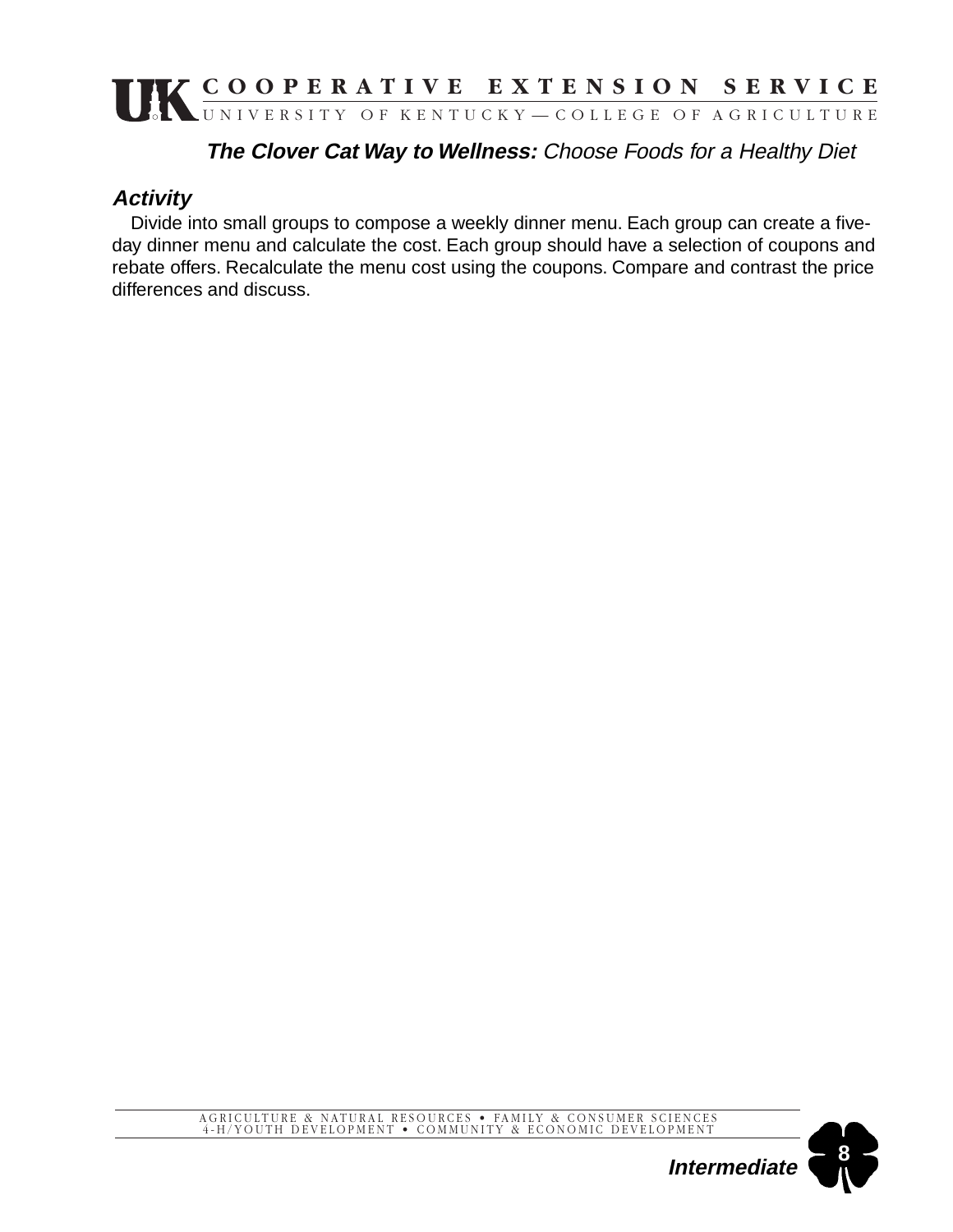**The Clover Cat Way to Wellness:** *Choose Foods for a Healthy Diet*

### *Activity*

Divide into small groups to compose a weekly dinner menu. Each group can create a five-day dinner menu and calculate the cost. Each group should have a selection of coupons and rebate offers. Recalculate the menu cost using the coupons. Compare and contrast the price differences and discuss.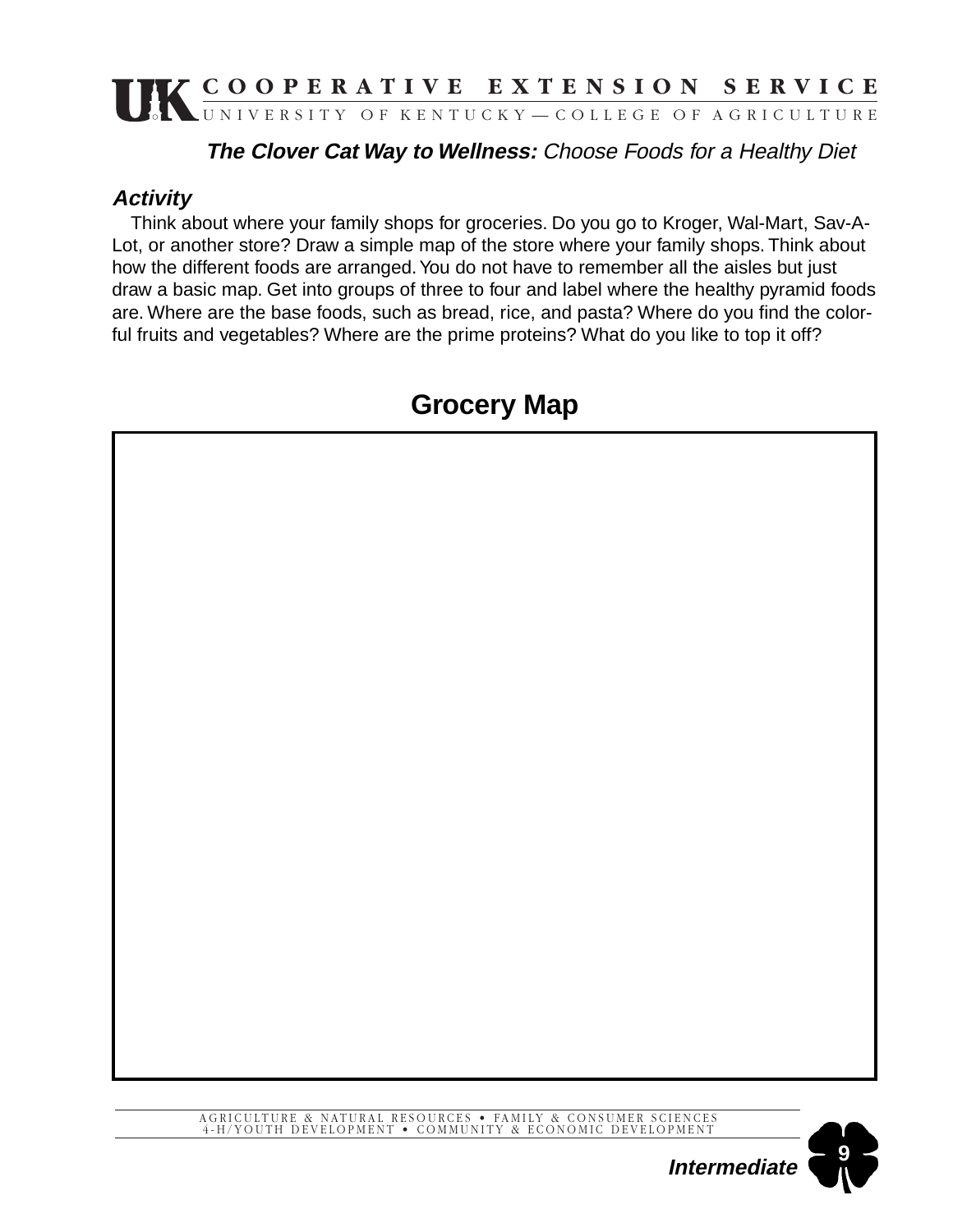**The Clover Cat Way to Wellness:** *Choose Foods for a Healthy Diet*

### *Activity*

Think about where your family shops for groceries. Do you go to Kroger, Wal-Mart, Sav-A-Lot, or another store? Draw a simple map of the store where your family shops. Think about how the different foods are arranged. You do not have to remember all the aisles but just draw a basic map. Get into groups of three to four and label where the healthy pyramid foods are. Where are the base foods, such as bread, rice, and pasta? Where do you find the colorful fruits and vegetables? Where are the prime proteins? What do you like to top it off?

## Grocery Map

***Intermediate***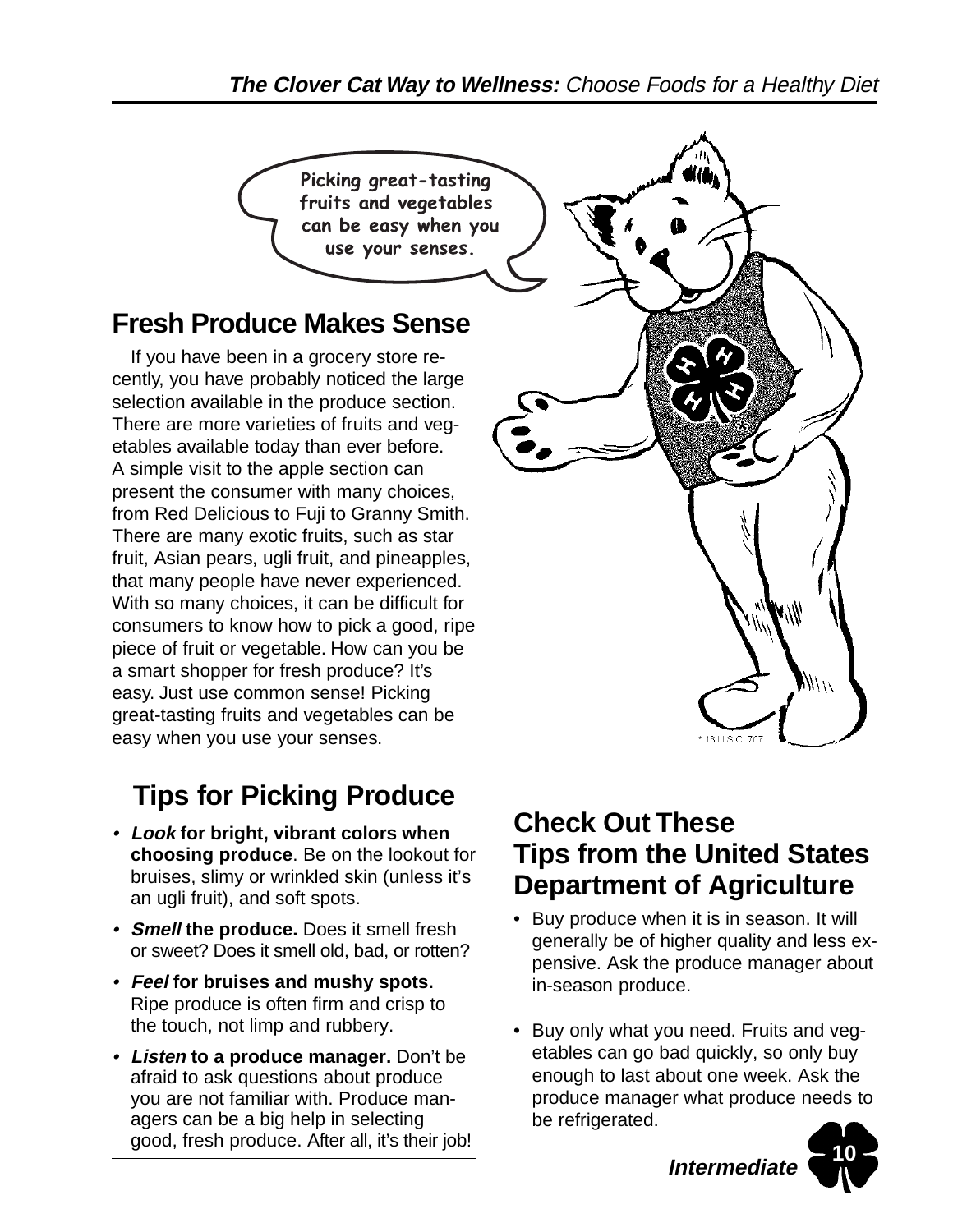Picking great-tasting fruits and vegetables can be easy when you use your senses.

## Fresh Produce Makes Sense

If you have been in a grocery store recently, you have probably noticed the large selection available in the produce section. There are more varieties of fruits and vegetables available today than ever before. A simple visit to the apple section can present the consumer with many choices, from Red Delicious to Fuji to Granny Smith. There are many exotic fruits, such as star fruit, Asian pears, ugli fruit, and pineapples, that many people have never experienced. With so many choices, it can be difficult for consumers to know how to pick a good, ripe piece of fruit or vegetable. How can you be a smart shopper for fresh produce? It's easy. Just use common sense! Picking great-tasting fruits and vegetables can be easy when you use your senses.

\* 18 U.S.C. 707

## Tips for Picking Produce

- ***Look*** **for bright, vibrant colors when choosing produce**. Be on the lookout for bruises, slimy or wrinkled skin (unless it's an ugli fruit), and soft spots.
- ***Smell*** **the produce.** Does it smell fresh or sweet? Does it smell old, bad, or rotten?
- ***Feel*** **for bruises and mushy spots.** Ripe produce is often firm and crisp to the touch, not limp and rubbery.
- ***Listen*** **to a produce manager.** Don't be afraid to ask questions about produce you are not familiar with. Produce managers can be a big help in selecting good, fresh produce. After all, it's their job!

## Check Out These Tips from the United States Department of Agriculture

- Buy produce when it is in season. It will generally be of higher quality and less expensive. Ask the produce manager about in-season produce.
- Buy only what you need. Fruits and vegetables can go bad quickly, so only buy enough to last about one week. Ask the produce manager what produce needs to be refrigerated.

***Intermediate***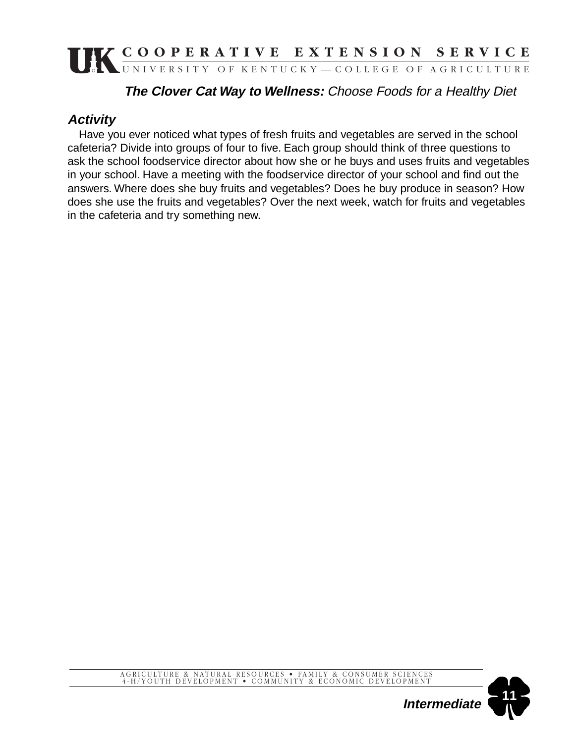**The Clover Cat Way to Wellness:** *Choose Foods for a Healthy Diet*

### *Activity*

Have you ever noticed what types of fresh fruits and vegetables are served in the school cafeteria? Divide into groups of four to five. Each group should think of three questions to ask the school foodservice director about how she or he buys and uses fruits and vegetables in your school. Have a meeting with the foodservice director of your school and find out the answers. Where does she buy fruits and vegetables? Does he buy produce in season? How does she use the fruits and vegetables? Over the next week, watch for fruits and vegetables in the cafeteria and try something new.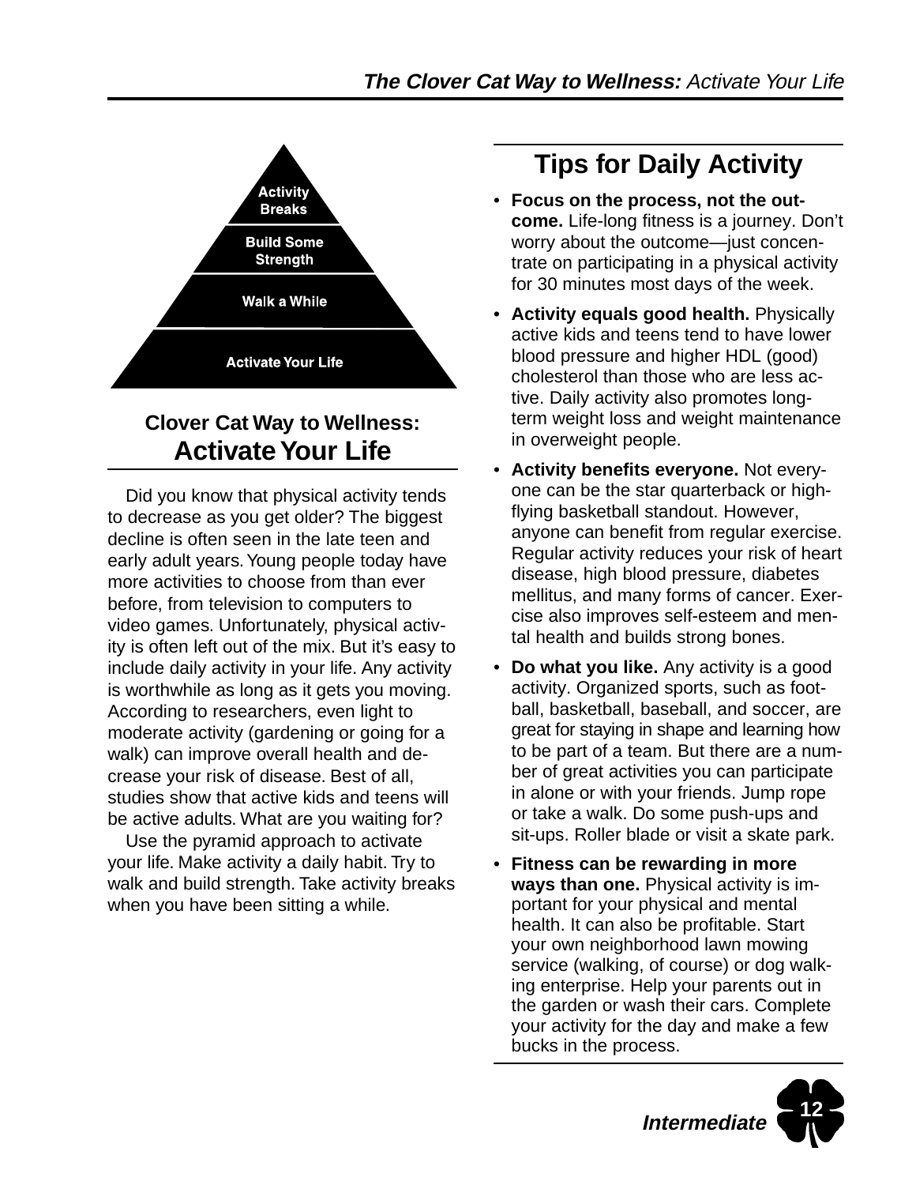Activity Breaks

Build Some Strength

Walk a While

Activate Your Life

## Clover Cat Way to Wellness: Activate Your Life

Did you know that physical activity tends to decrease as you get older? The biggest decline is often seen in the late teen and early adult years. Young people today have more activities to choose from than ever before, from television to computers to video games. Unfortunately, physical activity is often left out of the mix. But it's easy to include daily activity in your life. Any activity is worthwhile as long as it gets you moving. According to researchers, even light to moderate activity (gardening or going for a walk) can improve overall health and decrease your risk of disease. Best of all, studies show that active kids and teens will be active adults. What are you waiting for?

Use the pyramid approach to activate your life. Make activity a daily habit. Try to walk and build strength. Take activity breaks when you have been sitting a while.

## Tips for Daily Activity

- **Focus on the process, not the outcome.** Life-long fitness is a journey. Don't worry about the outcome—just concentrate on participating in a physical activity for 30 minutes most days of the week.
- **Activity equals good health.** Physically active kids and teens tend to have lower blood pressure and higher HDL (good) cholesterol than those who are less active. Daily activity also promotes long-term weight loss and weight maintenance in overweight people.
- **Activity benefits everyone.** Not everyone can be the star quarterback or high-flying basketball standout. However, anyone can benefit from regular exercise. Regular activity reduces your risk of heart disease, high blood pressure, diabetes mellitus, and many forms of cancer. Exercise also improves self-esteem and mental health and builds strong bones.
- **Do what you like.** Any activity is a good activity. Organized sports, such as football, basketball, baseball, and soccer, are great for staying in shape and learning how to be part of a team. But there are a number of great activities you can participate in alone or with your friends. Jump rope or take a walk. Do some push-ups and sit-ups. Roller blade or visit a skate park.
- **Fitness can be rewarding in more ways than one.** Physical activity is important for your physical and mental health. It can also be profitable. Start your own neighborhood lawn mowing service (walking, of course) or dog walking enterprise. Help your parents out in the garden or wash their cars. Complete your activity for the day and make a few bucks in the process.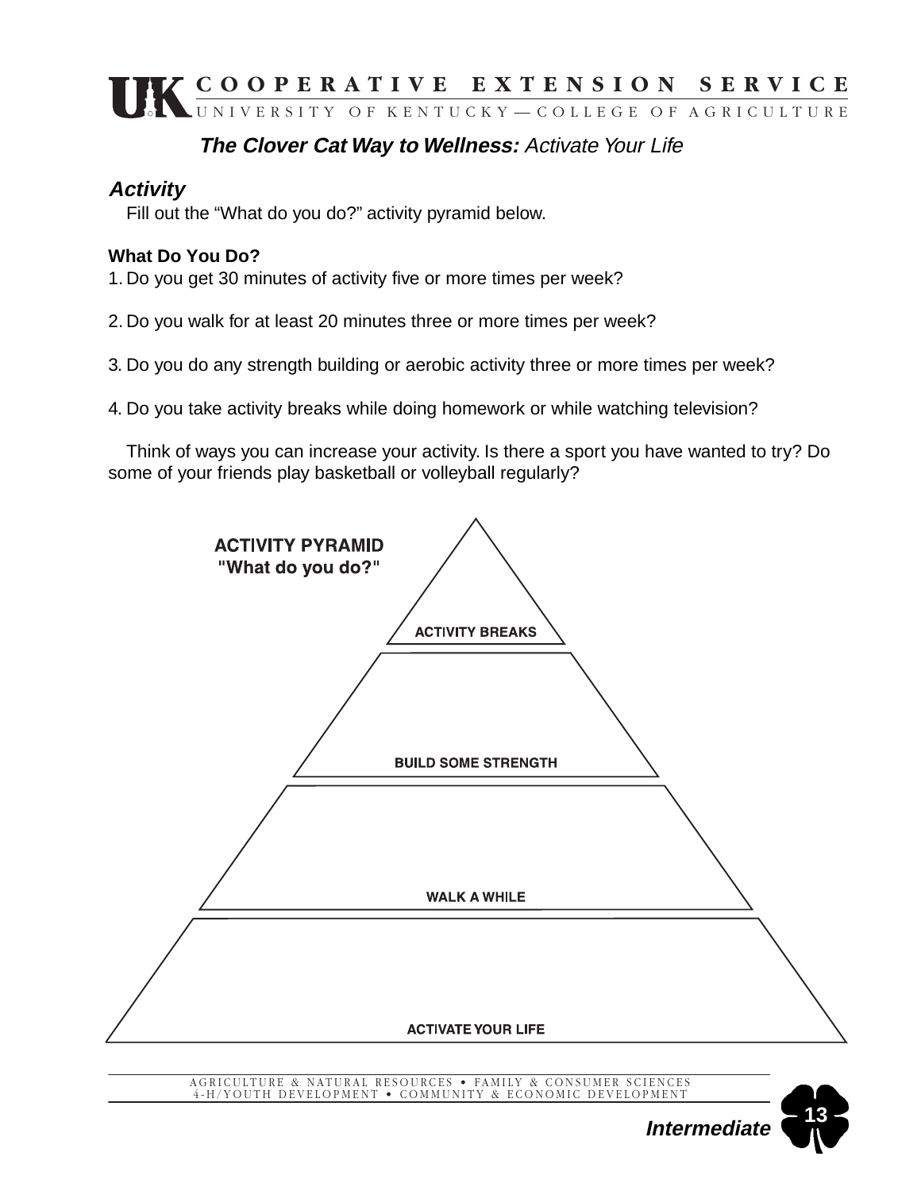**UK COOPERATIVE EXTENSION SERVICE**
UNIVERSITY OF KENTUCKY—COLLEGE OF AGRICULTURE

## ***The Clover Cat Way to Wellness:*** *Activate Your Life*

### *Activity*

Fill out the "What do you do?" activity pyramid below.

**What Do You Do?**

1. Do you get 30 minutes of activity five or more times per week?

2. Do you walk for at least 20 minutes three or more times per week?

3. Do you do any strength building or aerobic activity three or more times per week?

4. Do you take activity breaks while doing homework or while watching television?

Think of ways you can increase your activity. Is there a sport you have wanted to try? Do some of your friends play basketball or volleyball regularly?

**ACTIVITY PYRAMID**
**"What do you do?"**

**ACTIVITY BREAKS**

**BUILD SOME STRENGTH**

**WALK A WHILE**

**ACTIVATE YOUR LIFE**

AGRICULTURE & NATURAL RESOURCES • FAMILY & CONSUMER SCIENCES
4-H/YOUTH DEVELOPMENT • COMMUNITY & ECONOMIC DEVELOPMENT

***Intermediate***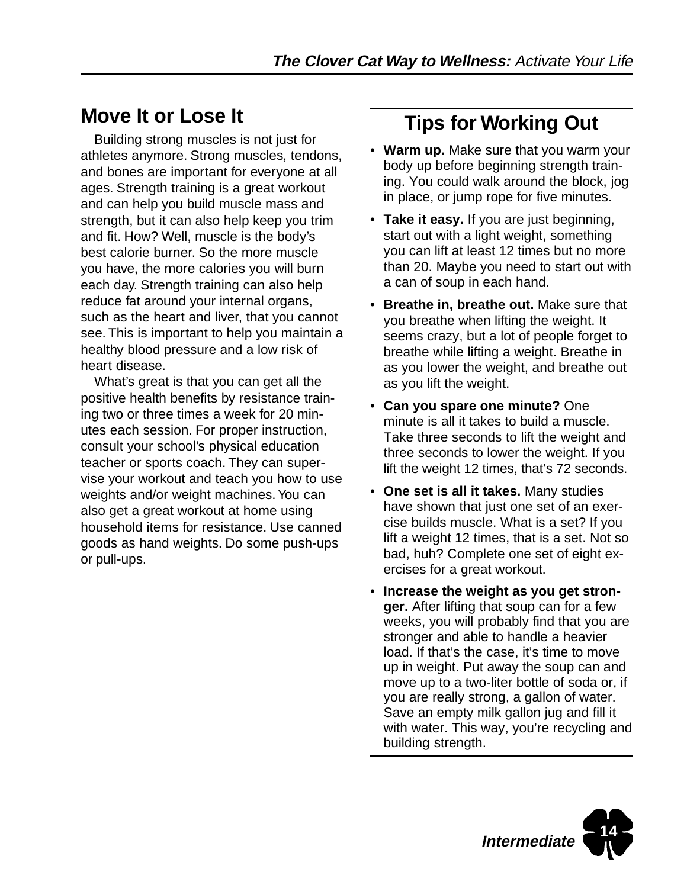## Move It or Lose It

Building strong muscles is not just for athletes anymore. Strong muscles, tendons, and bones are important for everyone at all ages. Strength training is a great workout and can help you build muscle mass and strength, but it can also help keep you trim and fit. How? Well, muscle is the body's best calorie burner. So the more muscle you have, the more calories you will burn each day. Strength training can also help reduce fat around your internal organs, such as the heart and liver, that you cannot see. This is important to help you maintain a healthy blood pressure and a low risk of heart disease.

What's great is that you can get all the positive health benefits by resistance training two or three times a week for 20 minutes each session. For proper instruction, consult your school's physical education teacher or sports coach. They can supervise your workout and teach you how to use weights and/or weight machines. You can also get a great workout at home using household items for resistance. Use canned goods as hand weights. Do some push-ups or pull-ups.

## Tips for Working Out

- **Warm up.** Make sure that you warm your body up before beginning strength training. You could walk around the block, jog in place, or jump rope for five minutes.
- **Take it easy.** If you are just beginning, start out with a light weight, something you can lift at least 12 times but no more than 20. Maybe you need to start out with a can of soup in each hand.
- **Breathe in, breathe out.** Make sure that you breathe when lifting the weight. It seems crazy, but a lot of people forget to breathe while lifting a weight. Breathe in as you lower the weight, and breathe out as you lift the weight.
- **Can you spare one minute?** One minute is all it takes to build a muscle. Take three seconds to lift the weight and three seconds to lower the weight. If you lift the weight 12 times, that's 72 seconds.
- **One set is all it takes.** Many studies have shown that just one set of an exercise builds muscle. What is a set? If you lift a weight 12 times, that is a set. Not so bad, huh? Complete one set of eight exercises for a great workout.
- **Increase the weight as you get stronger.** After lifting that soup can for a few weeks, you will probably find that you are stronger and able to handle a heavier load. If that's the case, it's time to move up in weight. Put away the soup can and move up to a two-liter bottle of soda or, if you are really strong, a gallon of water. Save an empty milk gallon jug and fill it with water. This way, you're recycling and building strength.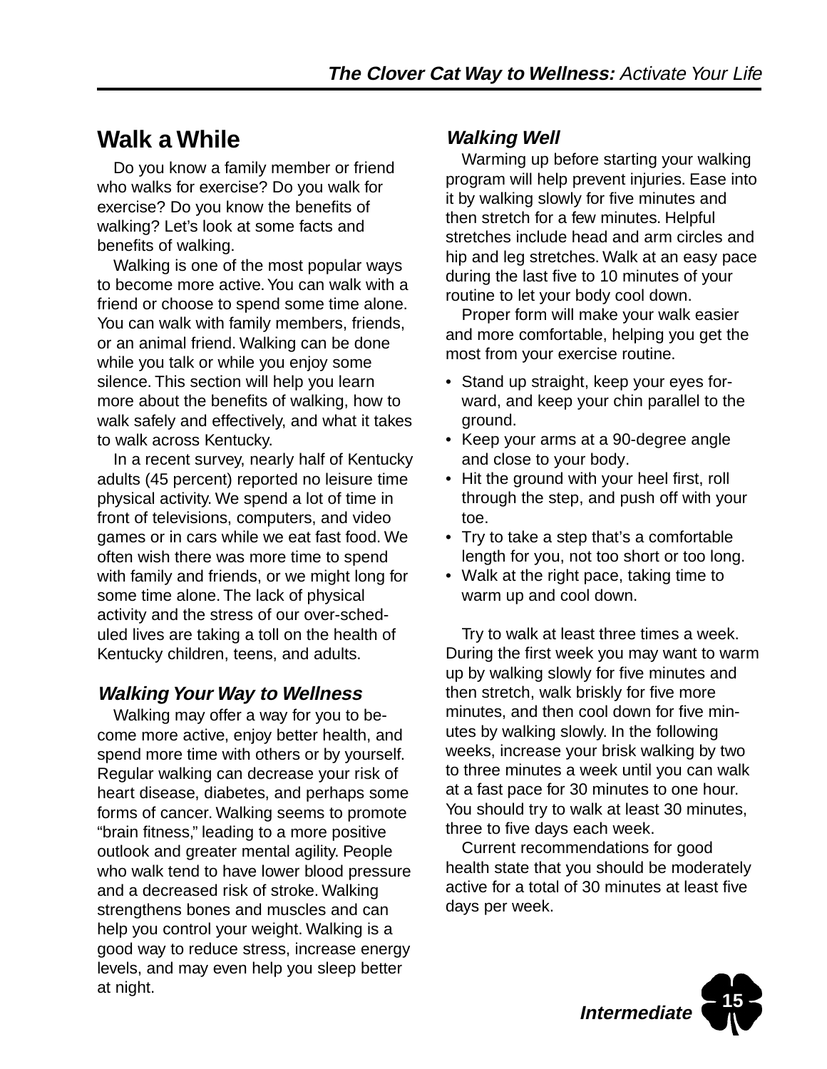## Walk a While

Do you know a family member or friend who walks for exercise? Do you walk for exercise? Do you know the benefits of walking? Let's look at some facts and benefits of walking.

Walking is one of the most popular ways to become more active. You can walk with a friend or choose to spend some time alone. You can walk with family members, friends, or an animal friend. Walking can be done while you talk or while you enjoy some silence. This section will help you learn more about the benefits of walking, how to walk safely and effectively, and what it takes to walk across Kentucky.

In a recent survey, nearly half of Kentucky adults (45 percent) reported no leisure time physical activity. We spend a lot of time in front of televisions, computers, and video games or in cars while we eat fast food. We often wish there was more time to spend with family and friends, or we might long for some time alone. The lack of physical activity and the stress of our over-scheduled lives are taking a toll on the health of Kentucky children, teens, and adults.

### *Walking Your Way to Wellness*

Walking may offer a way for you to become more active, enjoy better health, and spend more time with others or by yourself. Regular walking can decrease your risk of heart disease, diabetes, and perhaps some forms of cancer. Walking seems to promote "brain fitness," leading to a more positive outlook and greater mental agility. People who walk tend to have lower blood pressure and a decreased risk of stroke. Walking strengthens bones and muscles and can help you control your weight. Walking is a good way to reduce stress, increase energy levels, and may even help you sleep better at night.

### *Walking Well*

Warming up before starting your walking program will help prevent injuries. Ease into it by walking slowly for five minutes and then stretch for a few minutes. Helpful stretches include head and arm circles and hip and leg stretches. Walk at an easy pace during the last five to 10 minutes of your routine to let your body cool down.

Proper form will make your walk easier and more comfortable, helping you get the most from your exercise routine.

- Stand up straight, keep your eyes forward, and keep your chin parallel to the ground.
- Keep your arms at a 90-degree angle and close to your body.
- Hit the ground with your heel first, roll through the step, and push off with your toe.
- Try to take a step that's a comfortable length for you, not too short or too long.
- Walk at the right pace, taking time to warm up and cool down.

Try to walk at least three times a week. During the first week you may want to warm up by walking slowly for five minutes and then stretch, walk briskly for five more minutes, and then cool down for five minutes by walking slowly. In the following weeks, increase your brisk walking by two to three minutes a week until you can walk at a fast pace for 30 minutes to one hour. You should try to walk at least 30 minutes, three to five days each week.

Current recommendations for good health state that you should be moderately active for a total of 30 minutes at least five days per week.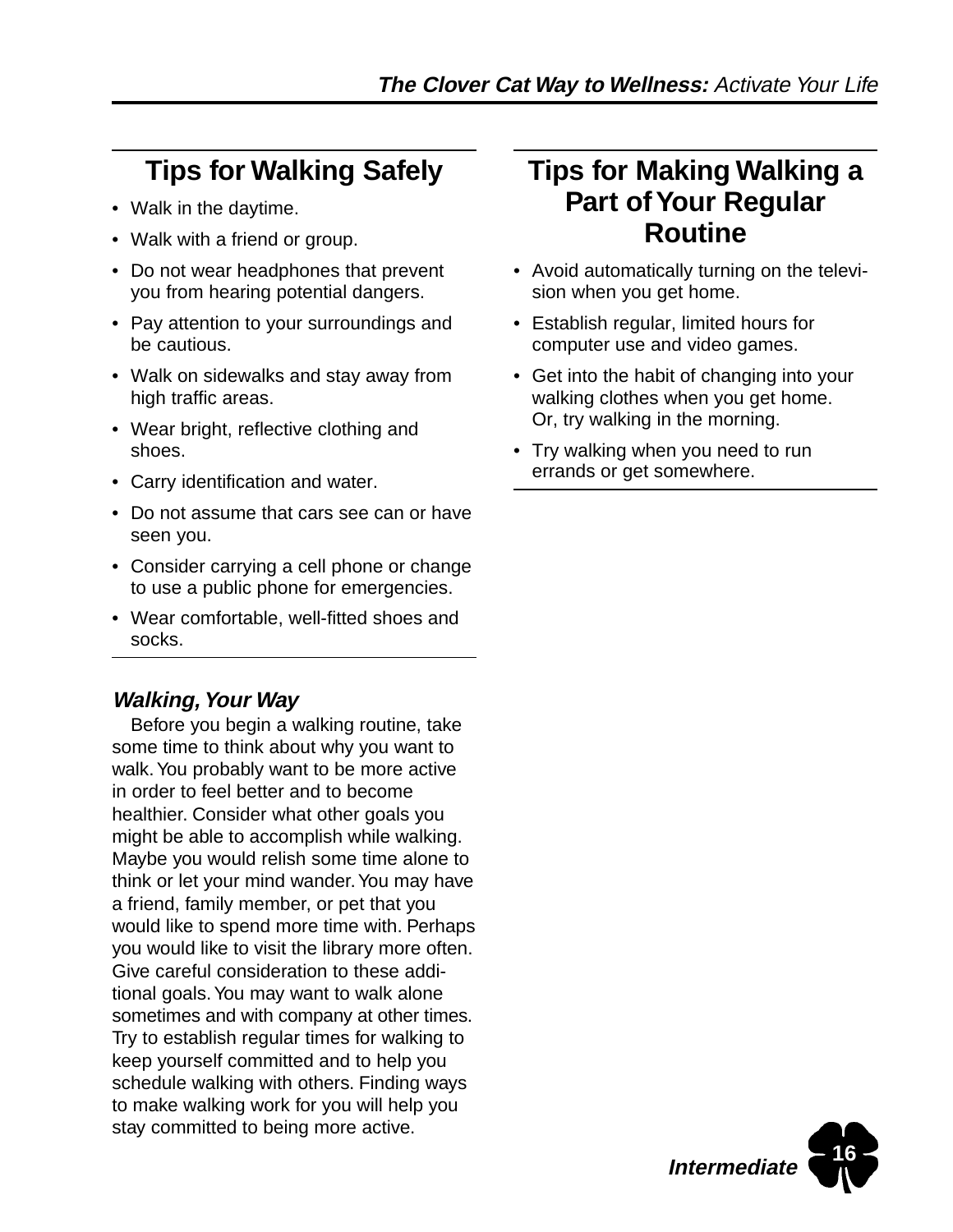## Tips for Walking Safely

- Walk in the daytime.
- Walk with a friend or group.
- Do not wear headphones that prevent you from hearing potential dangers.
- Pay attention to your surroundings and be cautious.
- Walk on sidewalks and stay away from high traffic areas.
- Wear bright, reflective clothing and shoes.
- Carry identification and water.
- Do not assume that cars see can or have seen you.
- Consider carrying a cell phone or change to use a public phone for emergencies.
- Wear comfortable, well-fitted shoes and socks.

### *Walking, Your Way*

Before you begin a walking routine, take some time to think about why you want to walk. You probably want to be more active in order to feel better and to become healthier. Consider what other goals you might be able to accomplish while walking. Maybe you would relish some time alone to think or let your mind wander. You may have a friend, family member, or pet that you would like to spend more time with. Perhaps you would like to visit the library more often. Give careful consideration to these additional goals. You may want to walk alone sometimes and with company at other times. Try to establish regular times for walking to keep yourself committed and to help you schedule walking with others. Finding ways to make walking work for you will help you stay committed to being more active.

## Tips for Making Walking a Part of Your Regular Routine

- Avoid automatically turning on the television when you get home.
- Establish regular, limited hours for computer use and video games.
- Get into the habit of changing into your walking clothes when you get home. Or, try walking in the morning.
- Try walking when you need to run errands or get somewhere.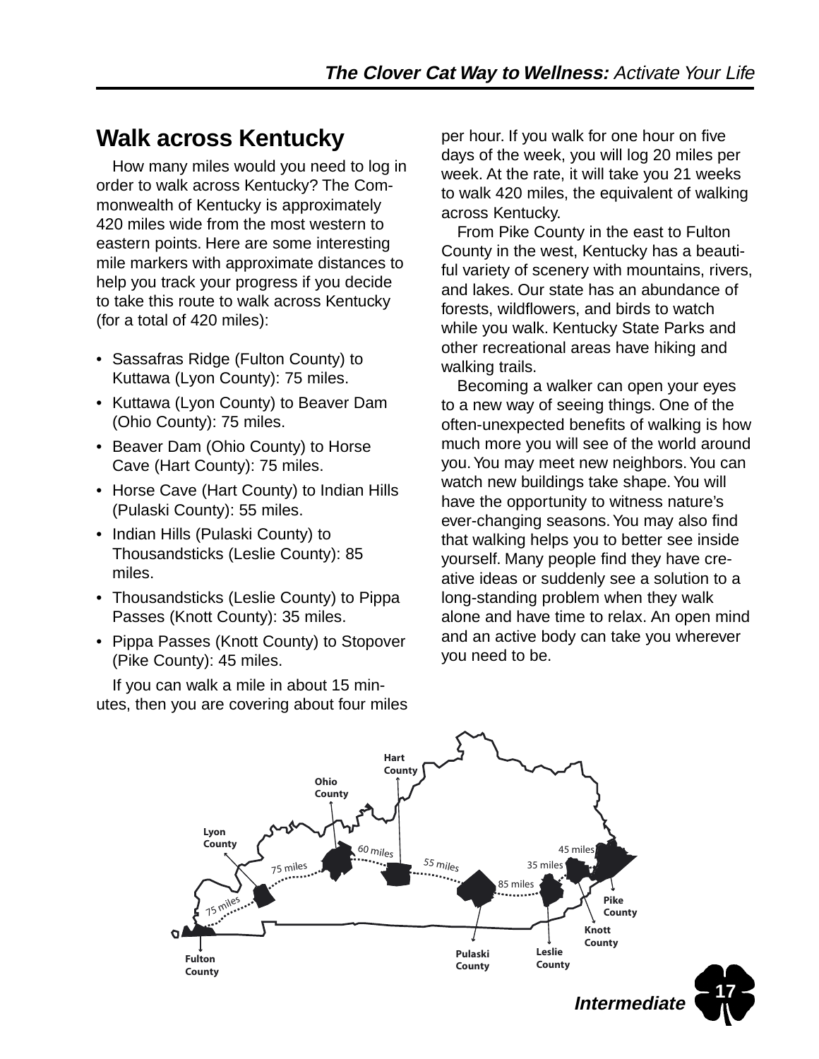## Walk across Kentucky

How many miles would you need to log in order to walk across Kentucky? The Commonwealth of Kentucky is approximately 420 miles wide from the most western to eastern points. Here are some interesting mile markers with approximate distances to help you track your progress if you decide to take this route to walk across Kentucky (for a total of 420 miles):

- Sassafras Ridge (Fulton County) to Kuttawa (Lyon County): 75 miles.
- Kuttawa (Lyon County) to Beaver Dam (Ohio County): 75 miles.
- Beaver Dam (Ohio County) to Horse Cave (Hart County): 75 miles.
- Horse Cave (Hart County) to Indian Hills (Pulaski County): 55 miles.
- Indian Hills (Pulaski County) to Thousandsticks (Leslie County): 85 miles.
- Thousandsticks (Leslie County) to Pippa Passes (Knott County): 35 miles.
- Pippa Passes (Knott County) to Stopover (Pike County): 45 miles.

If you can walk a mile in about 15 minutes, then you are covering about four miles per hour. If you walk for one hour on five days of the week, you will log 20 miles per week. At the rate, it will take you 21 weeks to walk 420 miles, the equivalent of walking across Kentucky.

From Pike County in the east to Fulton County in the west, Kentucky has a beautiful variety of scenery with mountains, rivers, and lakes. Our state has an abundance of forests, wildflowers, and birds to watch while you walk. Kentucky State Parks and other recreational areas have hiking and walking trails.

Becoming a walker can open your eyes to a new way of seeing things. One of the often-unexpected benefits of walking is how much more you will see of the world around you. You may meet new neighbors. You can watch new buildings take shape. You will have the opportunity to witness nature's ever-changing seasons. You may also find that walking helps you to better see inside yourself. Many people find they have creative ideas or suddenly see a solution to a long-standing problem when they walk alone and have time to relax. An open mind and an active body can take you wherever you need to be.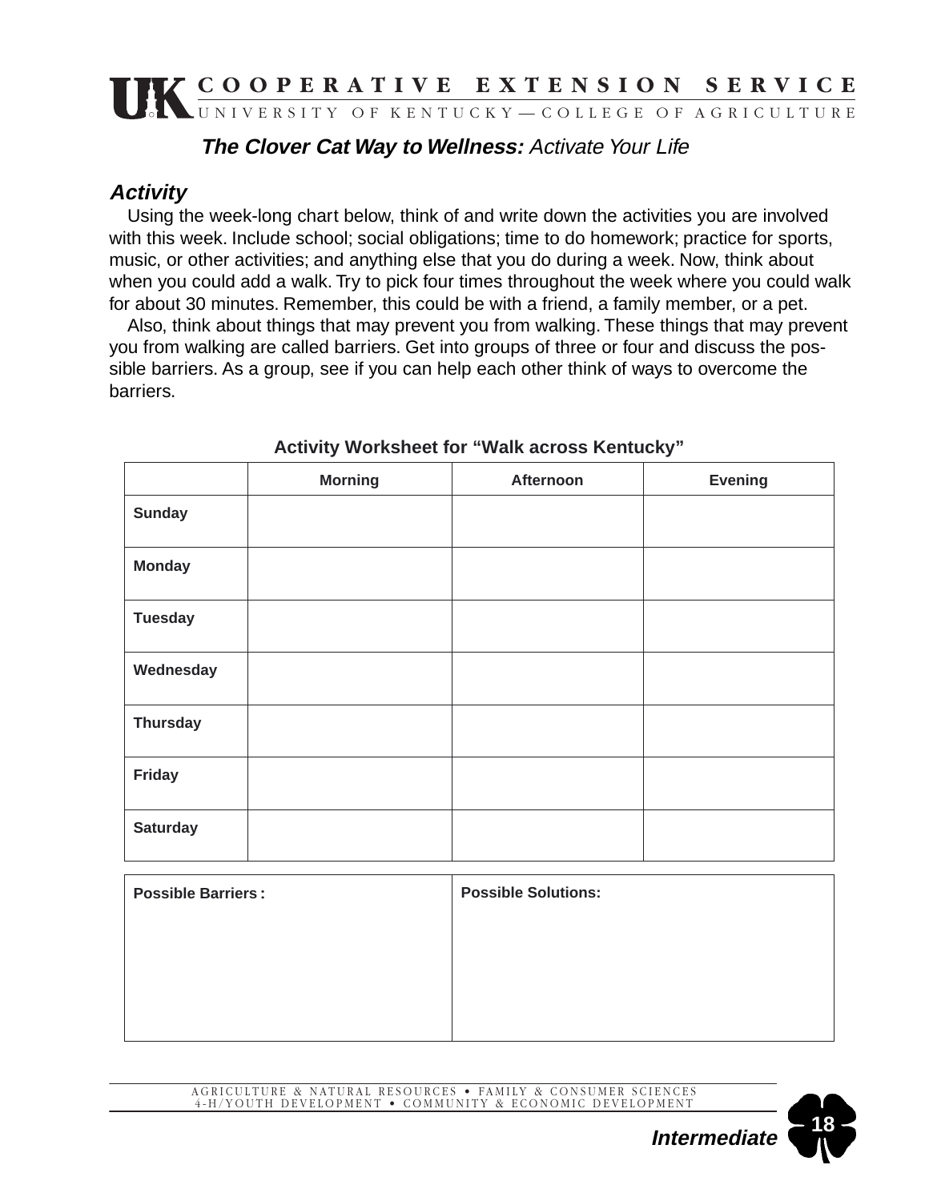COOPERATIVE EXTENSION SERVICE
UNIVERSITY OF KENTUCKY—COLLEGE OF AGRICULTURE

# ***The Clover Cat Way to Wellness:*** *Activate Your Life*

## *Activity*

Using the week-long chart below, think of and write down the activities you are involved with this week. Include school; social obligations; time to do homework; practice for sports, music, or other activities; and anything else that you do during a week. Now, think about when you could add a walk. Try to pick four times throughout the week where you could walk for about 30 minutes. Remember, this could be with a friend, a family member, or a pet.

Also, think about things that may prevent you from walking. These things that may prevent you from walking are called barriers. Get into groups of three or four and discuss the possible barriers. As a group, see if you can help each other think of ways to overcome the barriers.

**Activity Worksheet for "Walk across Kentucky"**

| | Morning | Afternoon | Evening |
|---|---|---|---|
| **Sunday** | | | |
| **Monday** | | | |
| **Tuesday** | | | |
| **Wednesday** | | | |
| **Thursday** | | | |
| **Friday** | | | |
| **Saturday** | | | |

| Possible Barriers: | Possible Solutions: |
|---|---|
| | |

AGRICULTURE & NATURAL RESOURCES • FAMILY & CONSUMER SCIENCES
4-H/YOUTH DEVELOPMENT • COMMUNITY & ECONOMIC DEVELOPMENT

***Intermediate***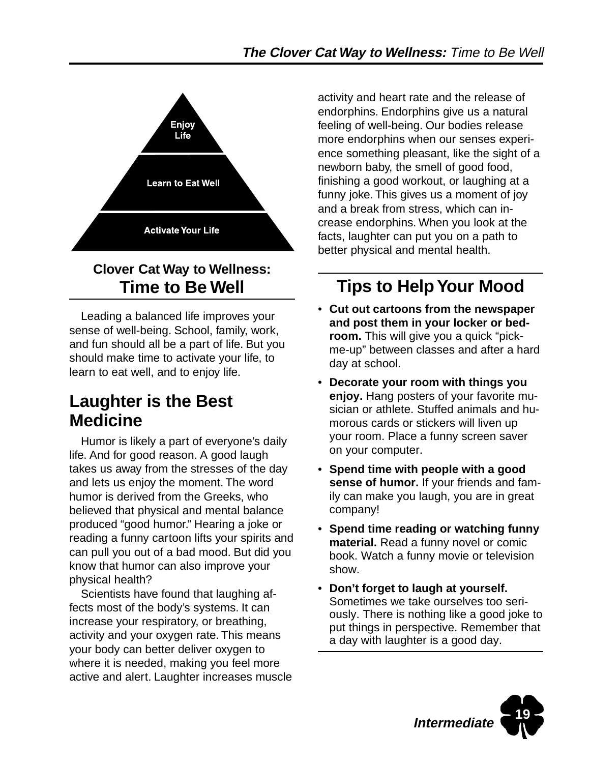Enjoy Life

Learn to Eat Well

Activate Your Life

## Clover Cat Way to Wellness:
# Time to Be Well

Leading a balanced life improves your sense of well-being. School, family, work, and fun should all be a part of life. But you should make time to activate your life, to learn to eat well, and to enjoy life.

## Laughter is the Best Medicine

Humor is likely a part of everyone's daily life. And for good reason. A good laugh takes us away from the stresses of the day and lets us enjoy the moment. The word humor is derived from the Greeks, who believed that physical and mental balance produced "good humor." Hearing a joke or reading a funny cartoon lifts your spirits and can pull you out of a bad mood. But did you know that humor can also improve your physical health?

Scientists have found that laughing affects most of the body's systems. It can increase your respiratory, or breathing, activity and your oxygen rate. This means your body can better deliver oxygen to where it is needed, making you feel more active and alert. Laughter increases muscle activity and heart rate and the release of endorphins. Endorphins give us a natural feeling of well-being. Our bodies release more endorphins when our senses experience something pleasant, like the sight of a newborn baby, the smell of good food, finishing a good workout, or laughing at a funny joke. This gives us a moment of joy and a break from stress, which can increase endorphins. When you look at the facts, laughter can put you on a path to better physical and mental health.

## Tips to Help Your Mood

- **Cut out cartoons from the newspaper and post them in your locker or bedroom.** This will give you a quick "pick-me-up" between classes and after a hard day at school.
- **Decorate your room with things you enjoy.** Hang posters of your favorite musician or athlete. Stuffed animals and humorous cards or stickers will liven up your room. Place a funny screen saver on your computer.
- **Spend time with people with a good sense of humor.** If your friends and family can make you laugh, you are in great company!
- **Spend time reading or watching funny material.** Read a funny novel or comic book. Watch a funny movie or television show.
- **Don't forget to laugh at yourself.** Sometimes we take ourselves too seriously. There is nothing like a good joke to put things in perspective. Remember that a day with laughter is a good day.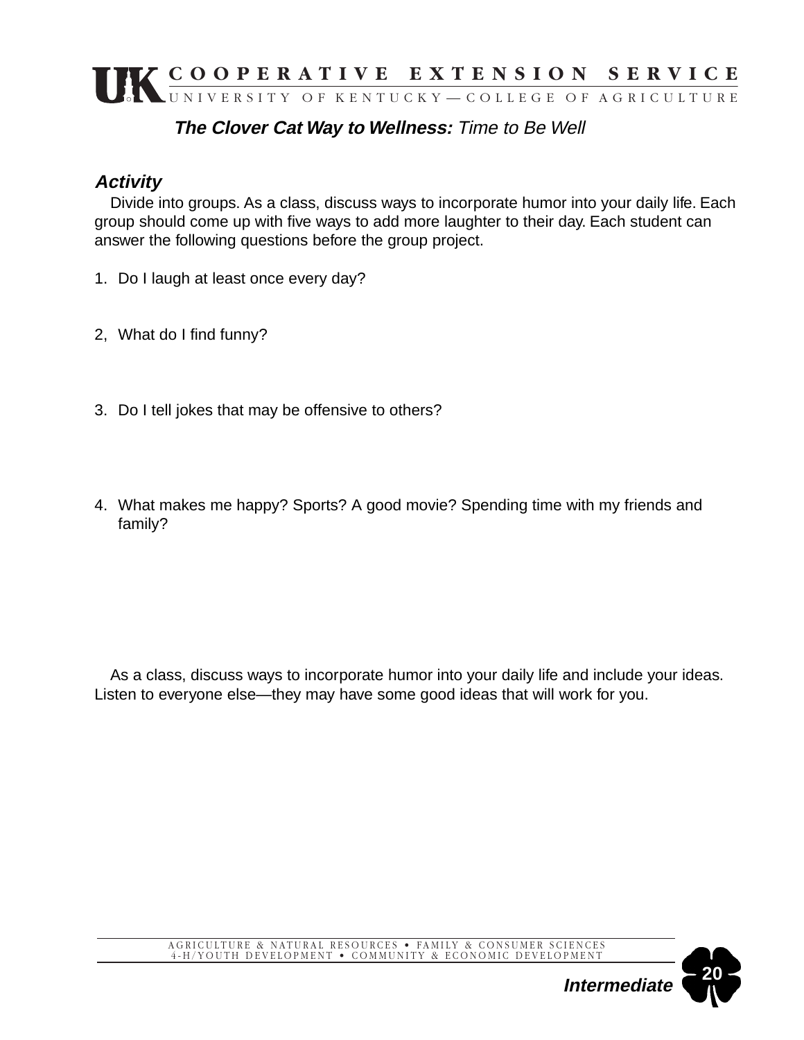**The Clover Cat Way to Wellness:** *Time to Be Well*

### *Activity*

Divide into groups. As a class, discuss ways to incorporate humor into your daily life. Each group should come up with five ways to add more laughter to their day. Each student can answer the following questions before the group project.

1. Do I laugh at least once every day?

2, What do I find funny?

3. Do I tell jokes that may be offensive to others?

4. What makes me happy? Sports? A good movie? Spending time with my friends and family?

As a class, discuss ways to incorporate humor into your daily life and include your ideas. Listen to everyone else—they may have some good ideas that will work for you.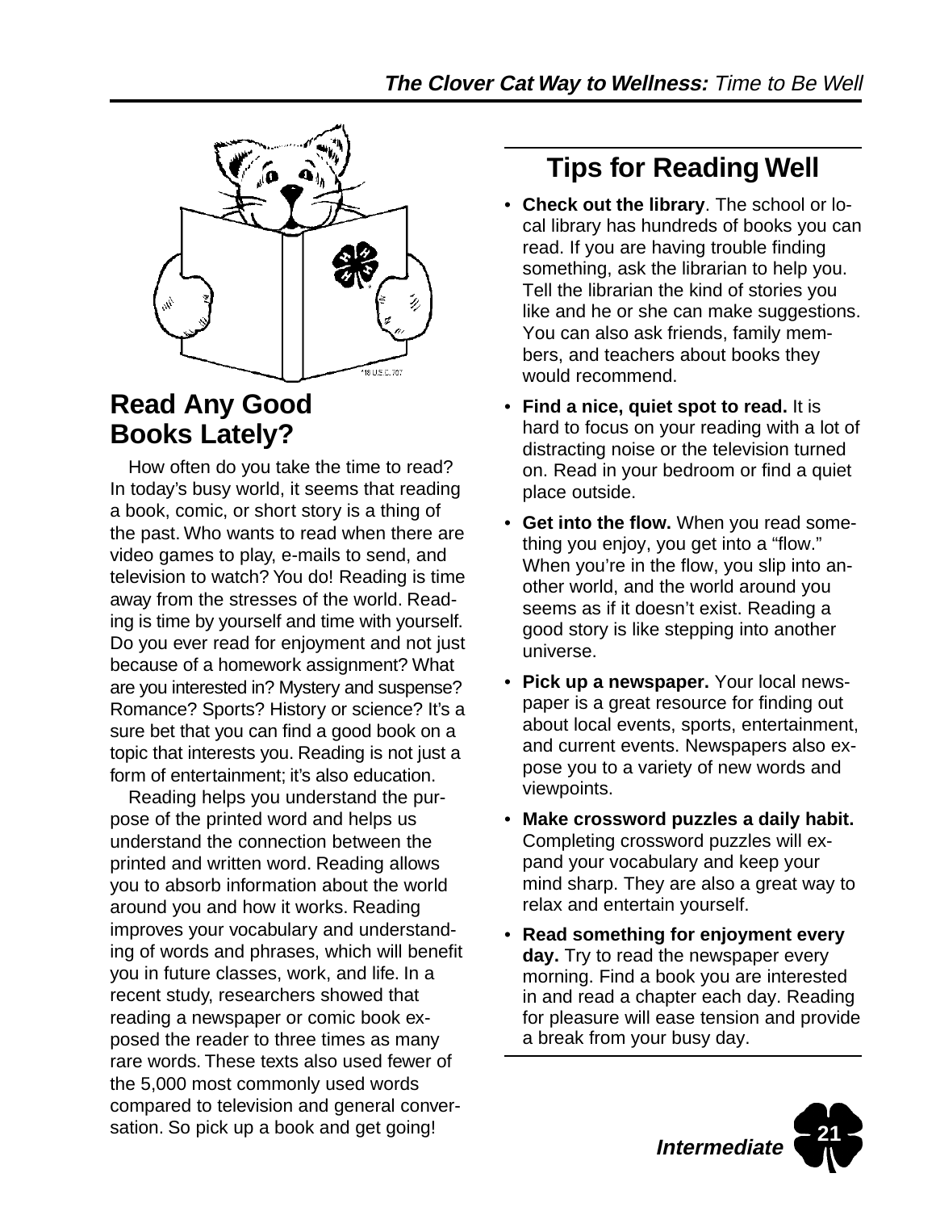## Read Any Good Books Lately?

How often do you take the time to read? In today's busy world, it seems that reading a book, comic, or short story is a thing of the past. Who wants to read when there are video games to play, e-mails to send, and television to watch? You do! Reading is time away from the stresses of the world. Reading is time by yourself and time with yourself. Do you ever read for enjoyment and not just because of a homework assignment? What are you interested in? Mystery and suspense? Romance? Sports? History or science? It's a sure bet that you can find a good book on a topic that interests you. Reading is not just a form of entertainment; it's also education.

Reading helps you understand the purpose of the printed word and helps us understand the connection between the printed and written word. Reading allows you to absorb information about the world around you and how it works. Reading improves your vocabulary and understanding of words and phrases, which will benefit you in future classes, work, and life. In a recent study, researchers showed that reading a newspaper or comic book exposed the reader to three times as many rare words. These texts also used fewer of the 5,000 most commonly used words compared to television and general conversation. So pick up a book and get going!

## Tips for Reading Well

- **Check out the library**. The school or local library has hundreds of books you can read. If you are having trouble finding something, ask the librarian to help you. Tell the librarian the kind of stories you like and he or she can make suggestions. You can also ask friends, family members, and teachers about books they would recommend.
- **Find a nice, quiet spot to read.** It is hard to focus on your reading with a lot of distracting noise or the television turned on. Read in your bedroom or find a quiet place outside.
- **Get into the flow.** When you read something you enjoy, you get into a "flow." When you're in the flow, you slip into another world, and the world around you seems as if it doesn't exist. Reading a good story is like stepping into another universe.
- **Pick up a newspaper.** Your local newspaper is a great resource for finding out about local events, sports, entertainment, and current events. Newspapers also expose you to a variety of new words and viewpoints.
- **Make crossword puzzles a daily habit.** Completing crossword puzzles will expand your vocabulary and keep your mind sharp. They are also a great way to relax and entertain yourself.
- **Read something for enjoyment every day.** Try to read the newspaper every morning. Find a book you are interested in and read a chapter each day. Reading for pleasure will ease tension and provide a break from your busy day.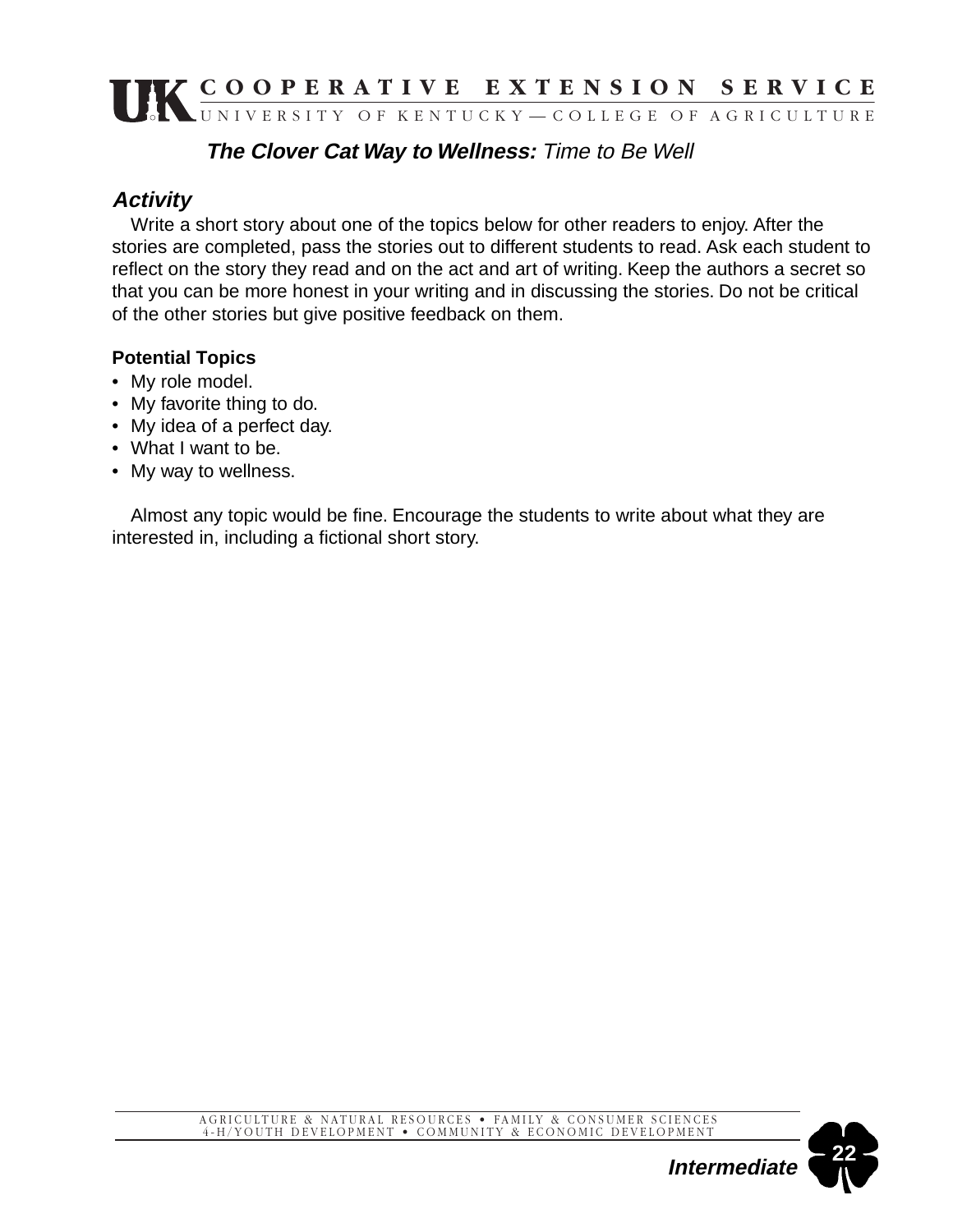**The Clover Cat Way to Wellness:** *Time to Be Well*

### *Activity*

Write a short story about one of the topics below for other readers to enjoy. After the stories are completed, pass the stories out to different students to read. Ask each student to reflect on the story they read and on the act and art of writing. Keep the authors a secret so that you can be more honest in your writing and in discussing the stories. Do not be critical of the other stories but give positive feedback on them.

**Potential Topics**

- My role model.
- My favorite thing to do.
- My idea of a perfect day.
- What I want to be.
- My way to wellness.

Almost any topic would be fine. Encourage the students to write about what they are interested in, including a fictional short story.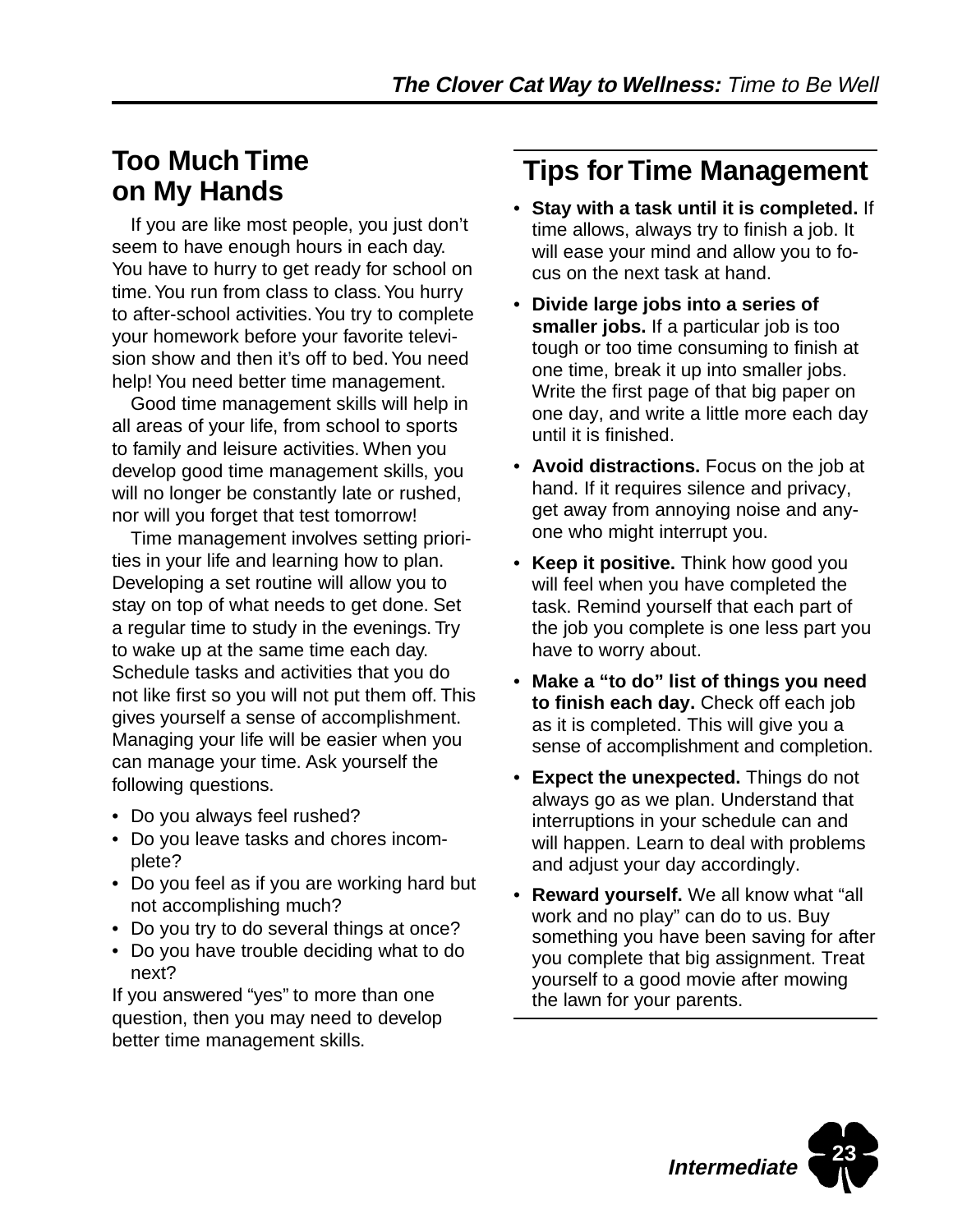## Too Much Time on My Hands

If you are like most people, you just don't seem to have enough hours in each day. You have to hurry to get ready for school on time. You run from class to class. You hurry to after-school activities. You try to complete your homework before your favorite television show and then it's off to bed. You need help! You need better time management.

Good time management skills will help in all areas of your life, from school to sports to family and leisure activities. When you develop good time management skills, you will no longer be constantly late or rushed, nor will you forget that test tomorrow!

Time management involves setting priorities in your life and learning how to plan. Developing a set routine will allow you to stay on top of what needs to get done. Set a regular time to study in the evenings. Try to wake up at the same time each day. Schedule tasks and activities that you do not like first so you will not put them off. This gives yourself a sense of accomplishment. Managing your life will be easier when you can manage your time. Ask yourself the following questions.

- Do you always feel rushed?
- Do you leave tasks and chores incomplete?
- Do you feel as if you are working hard but not accomplishing much?
- Do you try to do several things at once?
- Do you have trouble deciding what to do next?

If you answered "yes" to more than one question, then you may need to develop better time management skills.

## Tips for Time Management

- **Stay with a task until it is completed.** If time allows, always try to finish a job. It will ease your mind and allow you to focus on the next task at hand.
- **Divide large jobs into a series of smaller jobs.** If a particular job is too tough or too time consuming to finish at one time, break it up into smaller jobs. Write the first page of that big paper on one day, and write a little more each day until it is finished.
- **Avoid distractions.** Focus on the job at hand. If it requires silence and privacy, get away from annoying noise and anyone who might interrupt you.
- **Keep it positive.** Think how good you will feel when you have completed the task. Remind yourself that each part of the job you complete is one less part you have to worry about.
- **Make a "to do" list of things you need to finish each day.** Check off each job as it is completed. This will give you a sense of accomplishment and completion.
- **Expect the unexpected.** Things do not always go as we plan. Understand that interruptions in your schedule can and will happen. Learn to deal with problems and adjust your day accordingly.
- **Reward yourself.** We all know what "all work and no play" can do to us. Buy something you have been saving for after you complete that big assignment. Treat yourself to a good movie after mowing the lawn for your parents.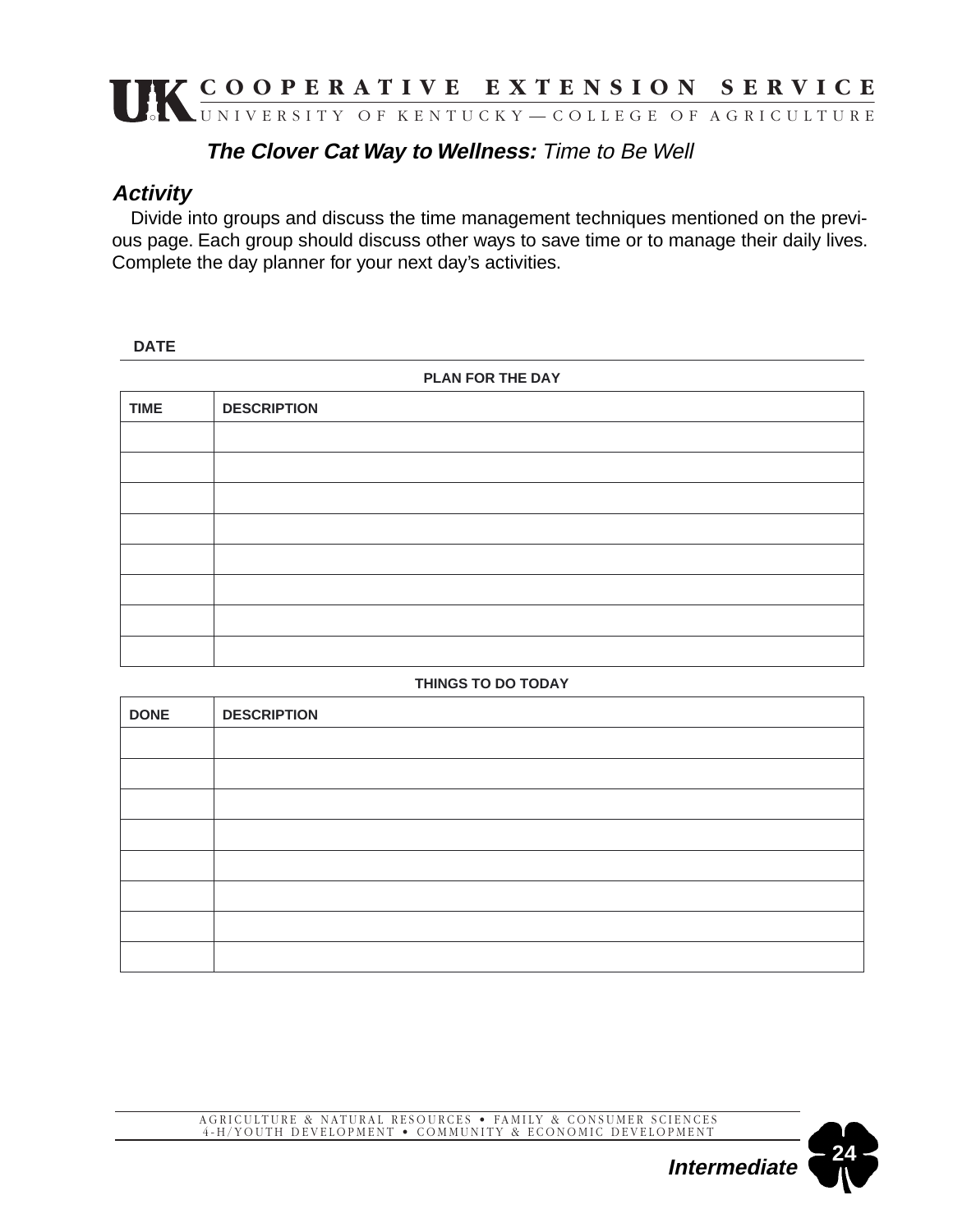## *The Clover Cat Way to Wellness:* Time to Be Well

### *Activity*

Divide into groups and discuss the time management techniques mentioned on the previous page. Each group should discuss other ways to save time or to manage their daily lives. Complete the day planner for your next day's activities.

**DATE**

**PLAN FOR THE DAY**

| TIME | DESCRIPTION |
|---|---|
| | |
| | |
| | |
| | |
| | |
| | |
| | |
| | |

**THINGS TO DO TODAY**

| DONE | DESCRIPTION |
|---|---|
| | |
| | |
| | |
| | |
| | |
| | |
| | |
| | |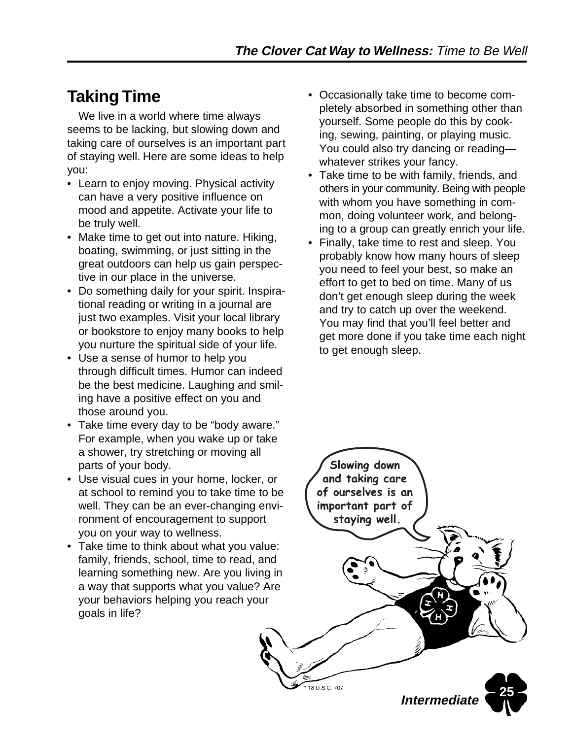## Taking Time

We live in a world where time always seems to be lacking, but slowing down and taking care of ourselves is an important part of staying well. Here are some ideas to help you:

- Learn to enjoy moving. Physical activity can have a very positive influence on mood and appetite. Activate your life to be truly well.
- Make time to get out into nature. Hiking, boating, swimming, or just sitting in the great outdoors can help us gain perspective in our place in the universe.
- Do something daily for your spirit. Inspirational reading or writing in a journal are just two examples. Visit your local library or bookstore to enjoy many books to help you nurture the spiritual side of your life.
- Use a sense of humor to help you through difficult times. Humor can indeed be the best medicine. Laughing and smiling have a positive effect on you and those around you.
- Take time every day to be "body aware." For example, when you wake up or take a shower, try stretching or moving all parts of your body.
- Use visual cues in your home, locker, or at school to remind you to take time to be well. They can be an ever-changing environment of encouragement to support you on your way to wellness.
- Take time to think about what you value: family, friends, school, time to read, and learning something new. Are you living in a way that supports what you value? Are your behaviors helping you reach your goals in life?
- Occasionally take time to become completely absorbed in something other than yourself. Some people do this by cooking, sewing, painting, or playing music. You could also try dancing or reading—whatever strikes your fancy.
- Take time to be with family, friends, and others in your community. Being with people with whom you have something in common, doing volunteer work, and belonging to a group can greatly enrich your life.
- Finally, take time to rest and sleep. You probably know how many hours of sleep you need to feel your best, so make an effort to get to bed on time. Many of us don't get enough sleep during the week and try to catch up over the weekend. You may find that you'll feel better and get more done if you take time each night to get enough sleep.

Slowing down and taking care of ourselves is an important part of staying well.

\* 18 U.S.C. 707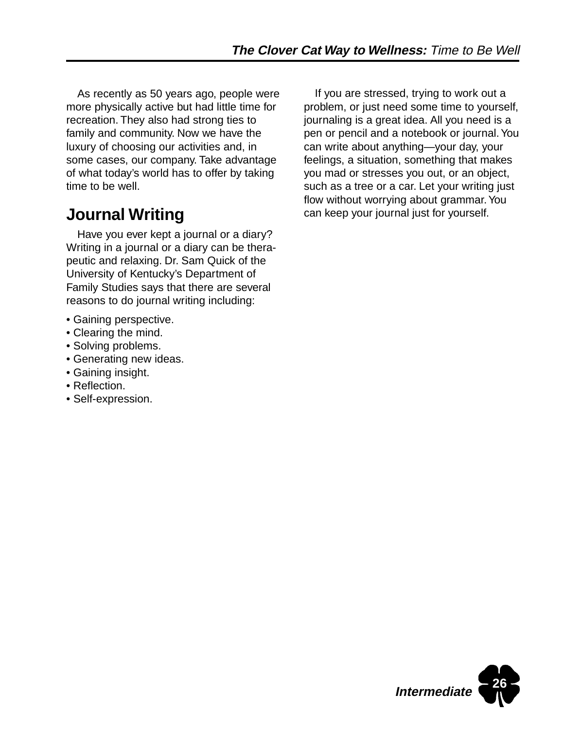As recently as 50 years ago, people were more physically active but had little time for recreation. They also had strong ties to family and community. Now we have the luxury of choosing our activities and, in some cases, our company. Take advantage of what today's world has to offer by taking time to be well.

## Journal Writing

Have you ever kept a journal or a diary? Writing in a journal or a diary can be therapeutic and relaxing. Dr. Sam Quick of the University of Kentucky's Department of Family Studies says that there are several reasons to do journal writing including:

- Gaining perspective.
- Clearing the mind.
- Solving problems.
- Generating new ideas.
- Gaining insight.
- Reflection.
- Self-expression.

If you are stressed, trying to work out a problem, or just need some time to yourself, journaling is a great idea. All you need is a pen or pencil and a notebook or journal. You can write about anything—your day, your feelings, a situation, something that makes you mad or stresses you out, or an object, such as a tree or a car. Let your writing just flow without worrying about grammar. You can keep your journal just for yourself.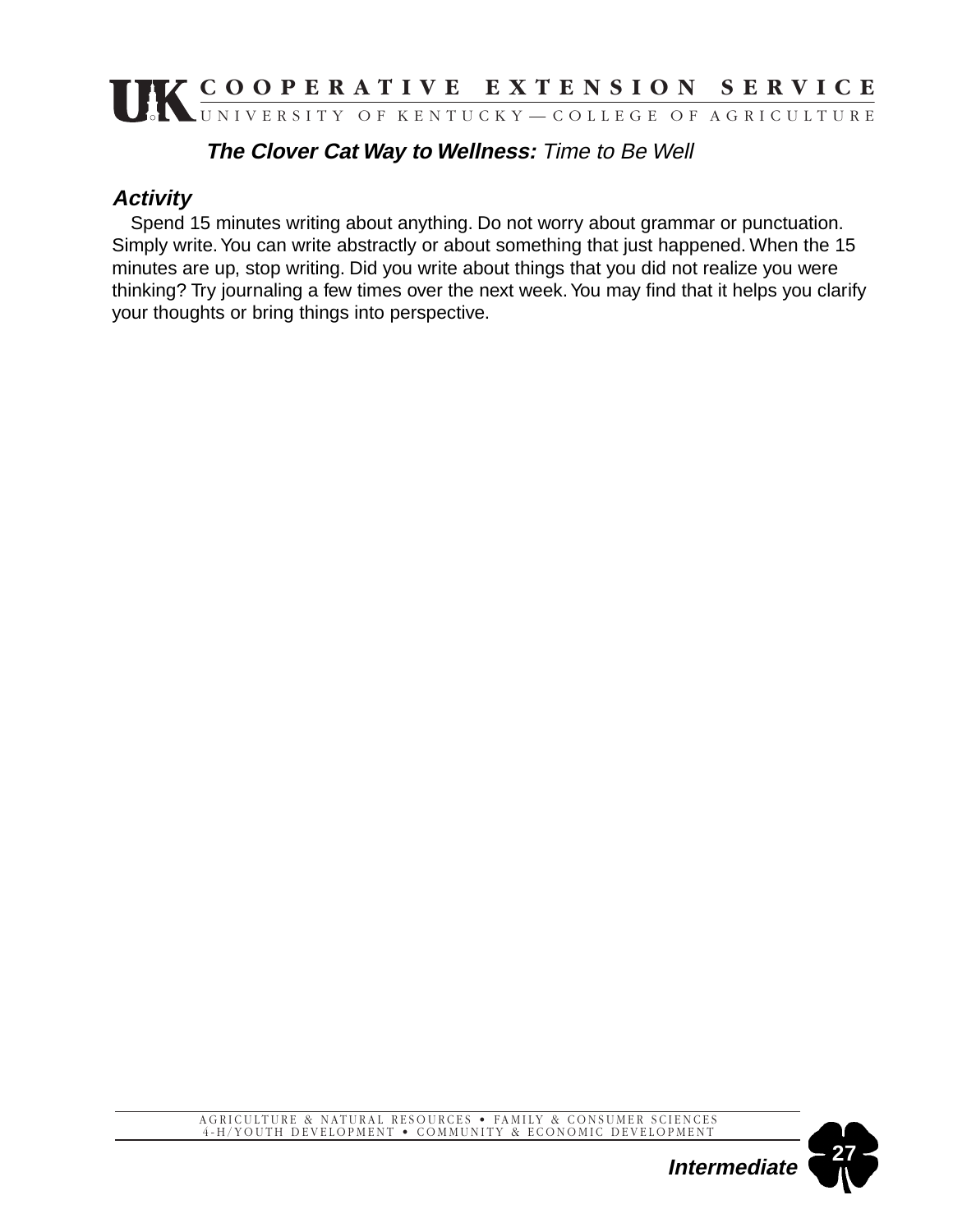**The Clover Cat Way to Wellness:** *Time to Be Well*

### *Activity*

Spend 15 minutes writing about anything. Do not worry about grammar or punctuation. Simply write. You can write abstractly or about something that just happened. When the 15 minutes are up, stop writing. Did you write about things that you did not realize you were thinking? Try journaling a few times over the next week. You may find that it helps you clarify your thoughts or bring things into perspective.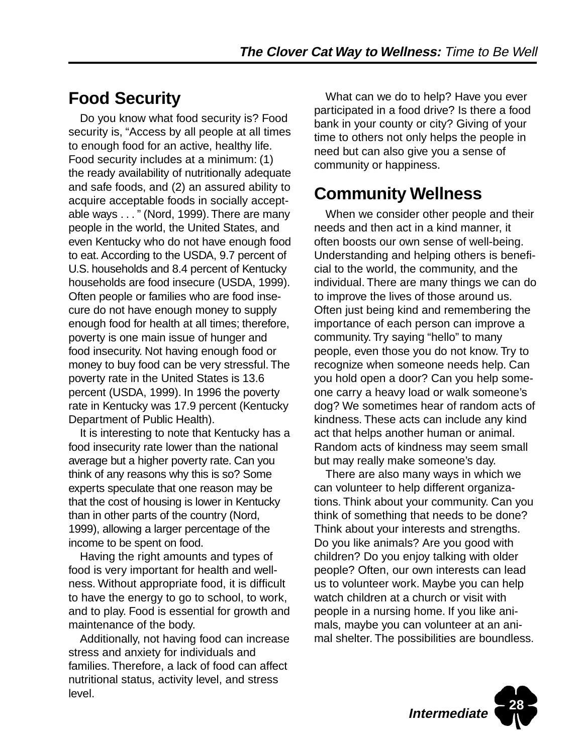## Food Security

Do you know what food security is? Food security is, "Access by all people at all times to enough food for an active, healthy life. Food security includes at a minimum: (1) the ready availability of nutritionally adequate and safe foods, and (2) an assured ability to acquire acceptable foods in socially acceptable ways . . . " (Nord, 1999). There are many people in the world, the United States, and even Kentucky who do not have enough food to eat. According to the USDA, 9.7 percent of U.S. households and 8.4 percent of Kentucky households are food insecure (USDA, 1999). Often people or families who are food insecure do not have enough money to supply enough food for health at all times; therefore, poverty is one main issue of hunger and food insecurity. Not having enough food or money to buy food can be very stressful. The poverty rate in the United States is 13.6 percent (USDA, 1999). In 1996 the poverty rate in Kentucky was 17.9 percent (Kentucky Department of Public Health).

It is interesting to note that Kentucky has a food insecurity rate lower than the national average but a higher poverty rate. Can you think of any reasons why this is so? Some experts speculate that one reason may be that the cost of housing is lower in Kentucky than in other parts of the country (Nord, 1999), allowing a larger percentage of the income to be spent on food.

Having the right amounts and types of food is very important for health and wellness. Without appropriate food, it is difficult to have the energy to go to school, to work, and to play. Food is essential for growth and maintenance of the body.

Additionally, not having food can increase stress and anxiety for individuals and families. Therefore, a lack of food can affect nutritional status, activity level, and stress level.

What can we do to help? Have you ever participated in a food drive? Is there a food bank in your county or city? Giving of your time to others not only helps the people in need but can also give you a sense of community or happiness.

## Community Wellness

When we consider other people and their needs and then act in a kind manner, it often boosts our own sense of well-being. Understanding and helping others is beneficial to the world, the community, and the individual. There are many things we can do to improve the lives of those around us. Often just being kind and remembering the importance of each person can improve a community. Try saying "hello" to many people, even those you do not know. Try to recognize when someone needs help. Can you hold open a door? Can you help someone carry a heavy load or walk someone's dog? We sometimes hear of random acts of kindness. These acts can include any kind act that helps another human or animal. Random acts of kindness may seem small but may really make someone's day.

There are also many ways in which we can volunteer to help different organizations. Think about your community. Can you think of something that needs to be done? Think about your interests and strengths. Do you like animals? Are you good with children? Do you enjoy talking with older people? Often, our own interests can lead us to volunteer work. Maybe you can help watch children at a church or visit with people in a nursing home. If you like animals, maybe you can volunteer at an animal shelter. The possibilities are boundless.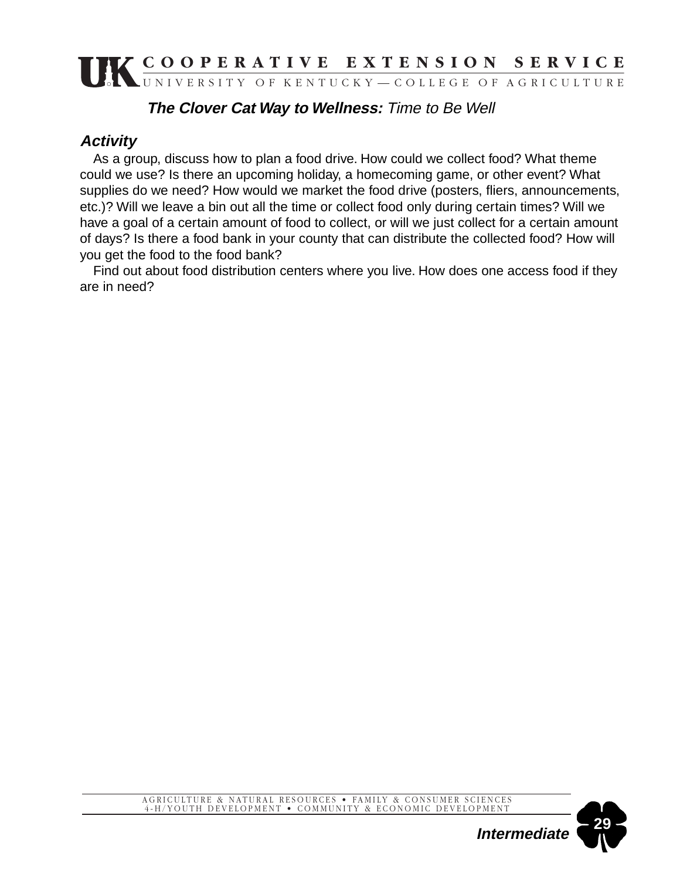**The Clover Cat Way to Wellness:** *Time to Be Well*

### *Activity*

As a group, discuss how to plan a food drive. How could we collect food? What theme could we use? Is there an upcoming holiday, a homecoming game, or other event? What supplies do we need? How would we market the food drive (posters, fliers, announcements, etc.)? Will we leave a bin out all the time or collect food only during certain times? Will we have a goal of a certain amount of food to collect, or will we just collect for a certain amount of days? Is there a food bank in your county that can distribute the collected food? How will you get the food to the food bank?

Find out about food distribution centers where you live. How does one access food if they are in need?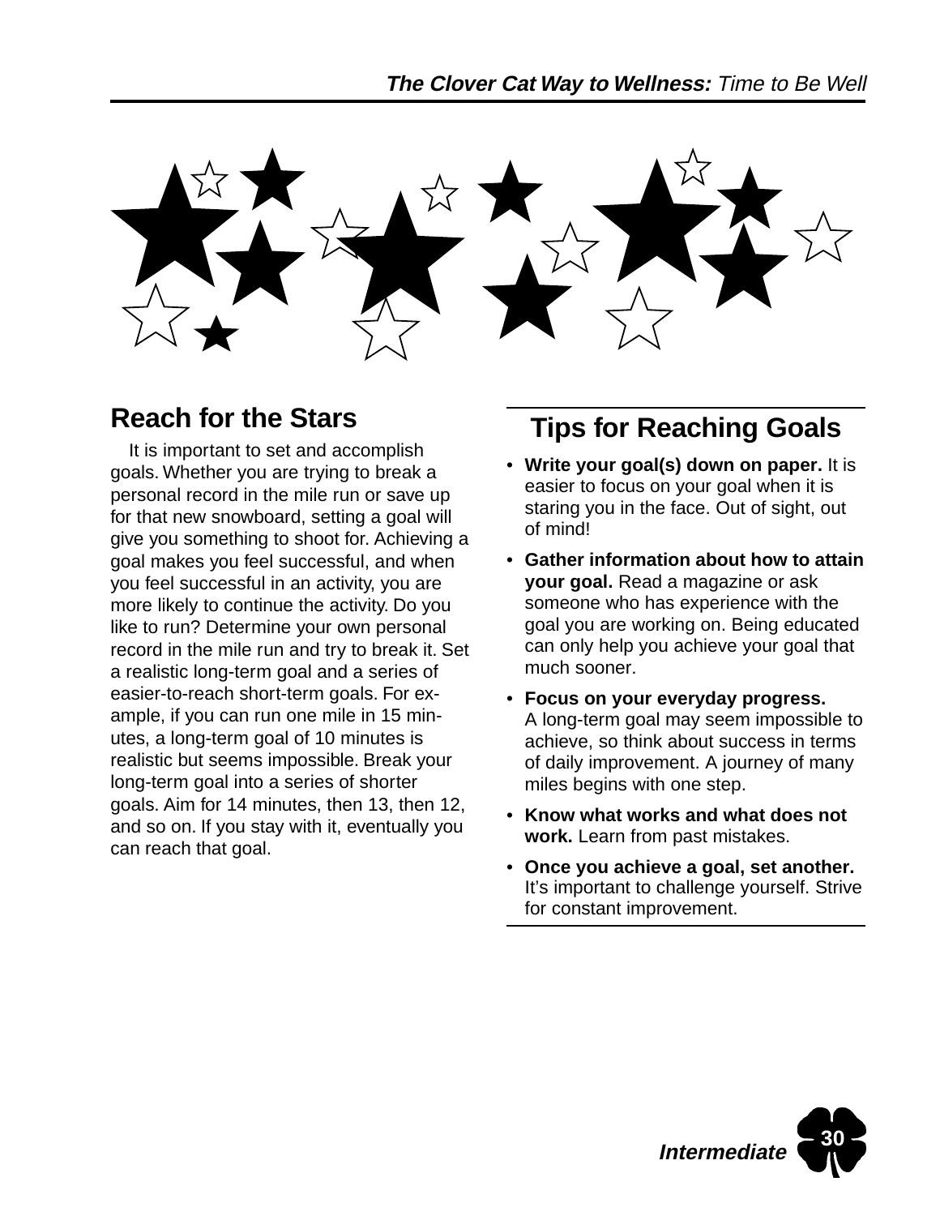## Reach for the Stars

It is important to set and accomplish goals. Whether you are trying to break a personal record in the mile run or save up for that new snowboard, setting a goal will give you something to shoot for. Achieving a goal makes you feel successful, and when you feel successful in an activity, you are more likely to continue the activity. Do you like to run? Determine your own personal record in the mile run and try to break it. Set a realistic long-term goal and a series of easier-to-reach short-term goals. For example, if you can run one mile in 15 minutes, a long-term goal of 10 minutes is realistic but seems impossible. Break your long-term goal into a series of shorter goals. Aim for 14 minutes, then 13, then 12, and so on. If you stay with it, eventually you can reach that goal.

## Tips for Reaching Goals

- **Write your goal(s) down on paper.** It is easier to focus on your goal when it is staring you in the face. Out of sight, out of mind!
- **Gather information about how to attain your goal.** Read a magazine or ask someone who has experience with the goal you are working on. Being educated can only help you achieve your goal that much sooner.
- **Focus on your everyday progress.** A long-term goal may seem impossible to achieve, so think about success in terms of daily improvement. A journey of many miles begins with one step.
- **Know what works and what does not work.** Learn from past mistakes.
- **Once you achieve a goal, set another.** It's important to challenge yourself. Strive for constant improvement.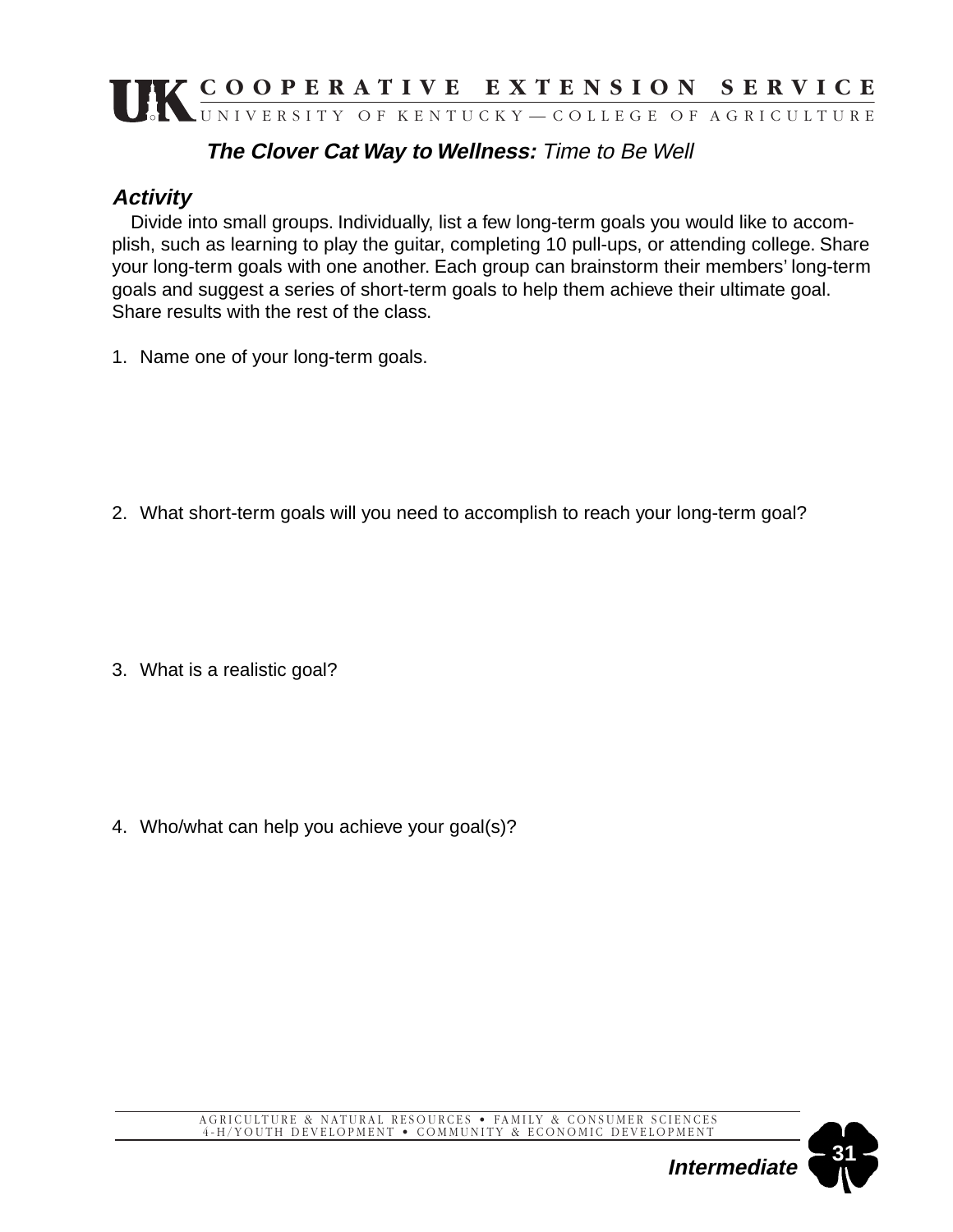**The Clover Cat Way to Wellness:** *Time to Be Well*

### *Activity*

Divide into small groups. Individually, list a few long-term goals you would like to accomplish, such as learning to play the guitar, completing 10 pull-ups, or attending college. Share your long-term goals with one another. Each group can brainstorm their members' long-term goals and suggest a series of short-term goals to help them achieve their ultimate goal. Share results with the rest of the class.

1. Name one of your long-term goals.

2. What short-term goals will you need to accomplish to reach your long-term goal?

3. What is a realistic goal?

4. Who/what can help you achieve your goal(s)?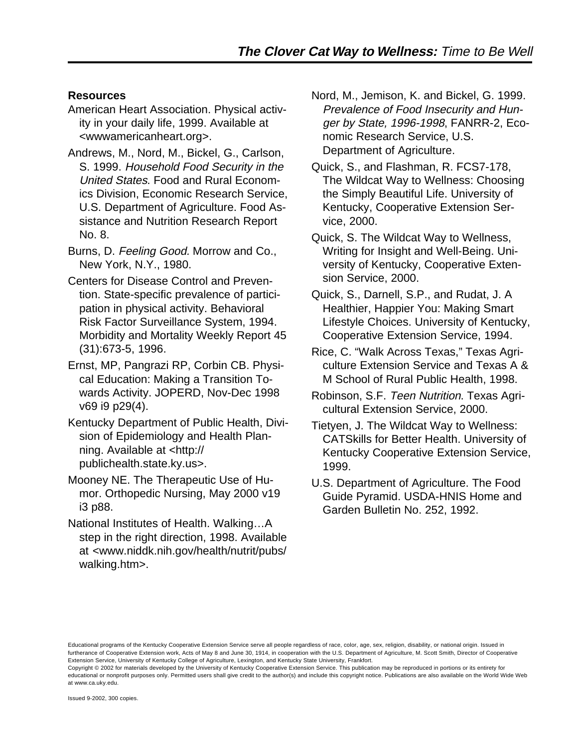### Resources

American Heart Association. Physical activity in your daily life, 1999. Available at <wwwamericanheart.org>.

Andrews, M., Nord, M., Bickel, G., Carlson, S. 1999. *Household Food Security in the United States*. Food and Rural Economics Division, Economic Research Service, U.S. Department of Agriculture. Food Assistance and Nutrition Research Report No. 8.

Burns, D. *Feeling Good.* Morrow and Co., New York, N.Y., 1980.

Centers for Disease Control and Prevention. State-specific prevalence of participation in physical activity. Behavioral Risk Factor Surveillance System, 1994. Morbidity and Mortality Weekly Report 45 (31):673-5, 1996.

Ernst, MP, Pangrazi RP, Corbin CB. Physical Education: Making a Transition Towards Activity. JOPERD, Nov-Dec 1998 v69 i9 p29(4).

Kentucky Department of Public Health, Division of Epidemiology and Health Planning. Available at <http://publichealth.state.ky.us>.

Mooney NE. The Therapeutic Use of Humor. Orthopedic Nursing, May 2000 v19 i3 p88.

National Institutes of Health. Walking…A step in the right direction, 1998. Available at <www.niddk.nih.gov/health/nutrit/pubs/walking.htm>.

Nord, M., Jemison, K. and Bickel, G. 1999. *Prevalence of Food Insecurity and Hunger by State, 1996-1998*, FANRR-2, Economic Research Service, U.S. Department of Agriculture.

Quick, S., and Flashman, R. FCS7-178, The Wildcat Way to Wellness: Choosing the Simply Beautiful Life. University of Kentucky, Cooperative Extension Service, 2000.

Quick, S. The Wildcat Way to Wellness, Writing for Insight and Well-Being. University of Kentucky, Cooperative Extension Service, 2000.

Quick, S., Darnell, S.P., and Rudat, J. A Healthier, Happier You: Making Smart Lifestyle Choices. University of Kentucky, Cooperative Extension Service, 1994.

Rice, C. "Walk Across Texas," Texas Agriculture Extension Service and Texas A & M School of Rural Public Health, 1998.

Robinson, S.F. *Teen Nutrition*. Texas Agricultural Extension Service, 2000.

Tietyen, J. The Wildcat Way to Wellness: CATSkills for Better Health. University of Kentucky Cooperative Extension Service, 1999.

U.S. Department of Agriculture. The Food Guide Pyramid. USDA-HNIS Home and Garden Bulletin No. 252, 1992.

Educational programs of the Kentucky Cooperative Extension Service serve all people regardless of race, color, age, sex, religion, disability, or national origin. Issued in furtherance of Cooperative Extension work, Acts of May 8 and June 30, 1914, in cooperation with the U.S. Department of Agriculture, M. Scott Smith, Director of Cooperative Extension Service, University of Kentucky College of Agriculture, Lexington, and Kentucky State University, Frankfort.
Copyright © 2002 for materials developed by the University of Kentucky Cooperative Extension Service. This publication may be reproduced in portions or its entirety for educational or nonprofit purposes only. Permitted users shall give credit to the author(s) and include this copyright notice. Publications are also available on the World Wide Web at www.ca.uky.edu.

Issued 9-2002, 300 copies.